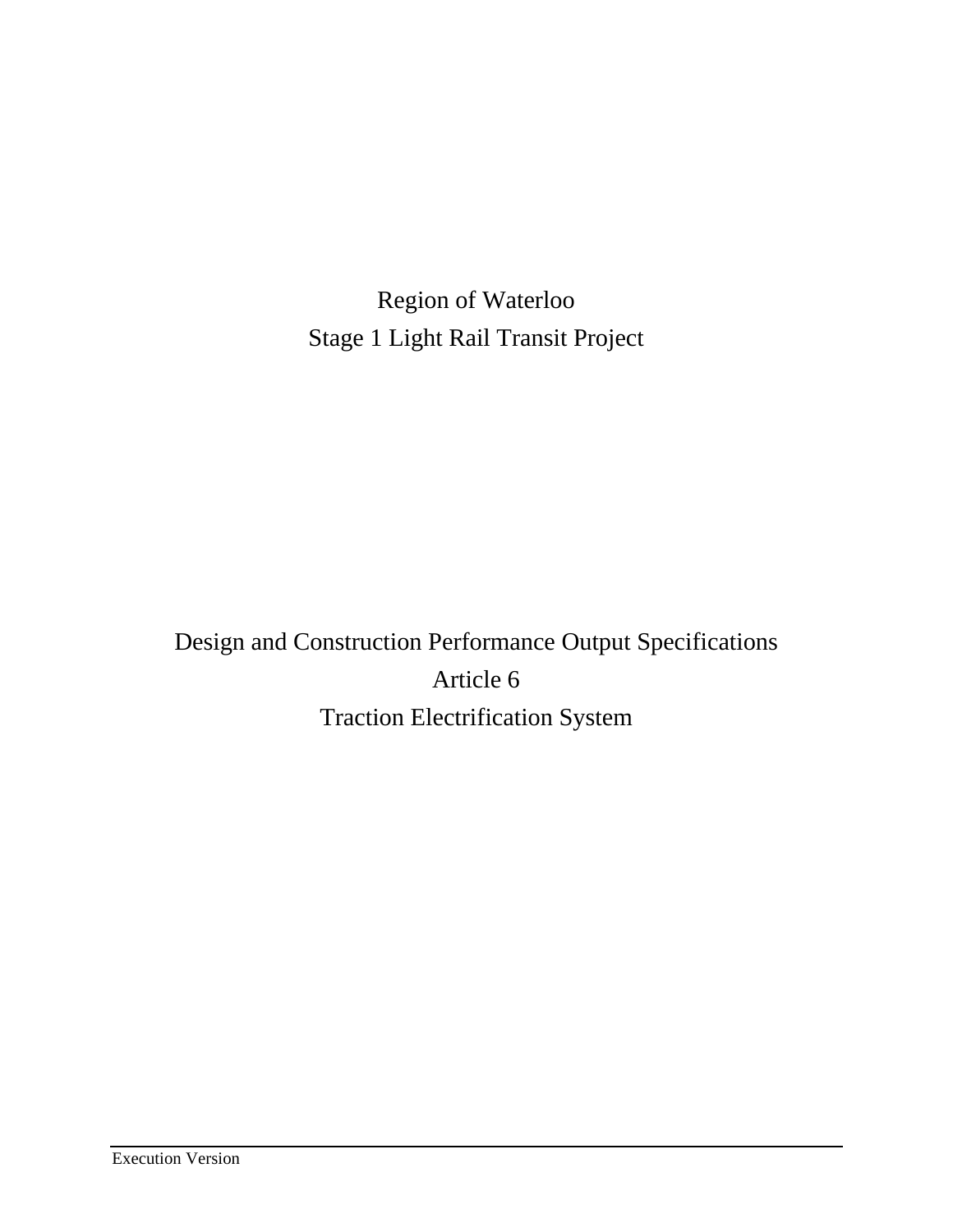Region of Waterloo

Stage 1 Light Rail Transit Project

Design and Construction Performance Output Specifications

Article 6

Traction Electrification System

Execution Version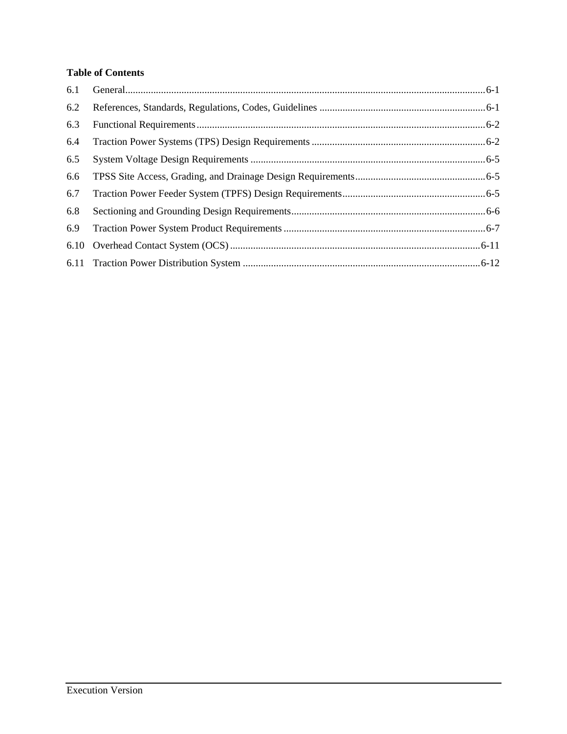**Table of Contents**

| | | |
|---|---|---|
| 6.1 | General | 6-1 |
| 6.2 | References, Standards, Regulations, Codes, Guidelines | 6-1 |
| 6.3 | Functional Requirements | 6-2 |
| 6.4 | Traction Power Systems (TPS) Design Requirements | 6-2 |
| 6.5 | System Voltage Design Requirements | 6-5 |
| 6.6 | TPSS Site Access, Grading, and Drainage Design Requirements | 6-5 |
| 6.7 | Traction Power Feeder System (TPFS) Design Requirements | 6-5 |
| 6.8 | Sectioning and Grounding Design Requirements | 6-6 |
| 6.9 | Traction Power System Product Requirements | 6-7 |
| 6.10 | Overhead Contact System (OCS) | 6-11 |
| 6.11 | Traction Power Distribution System | 6-12 |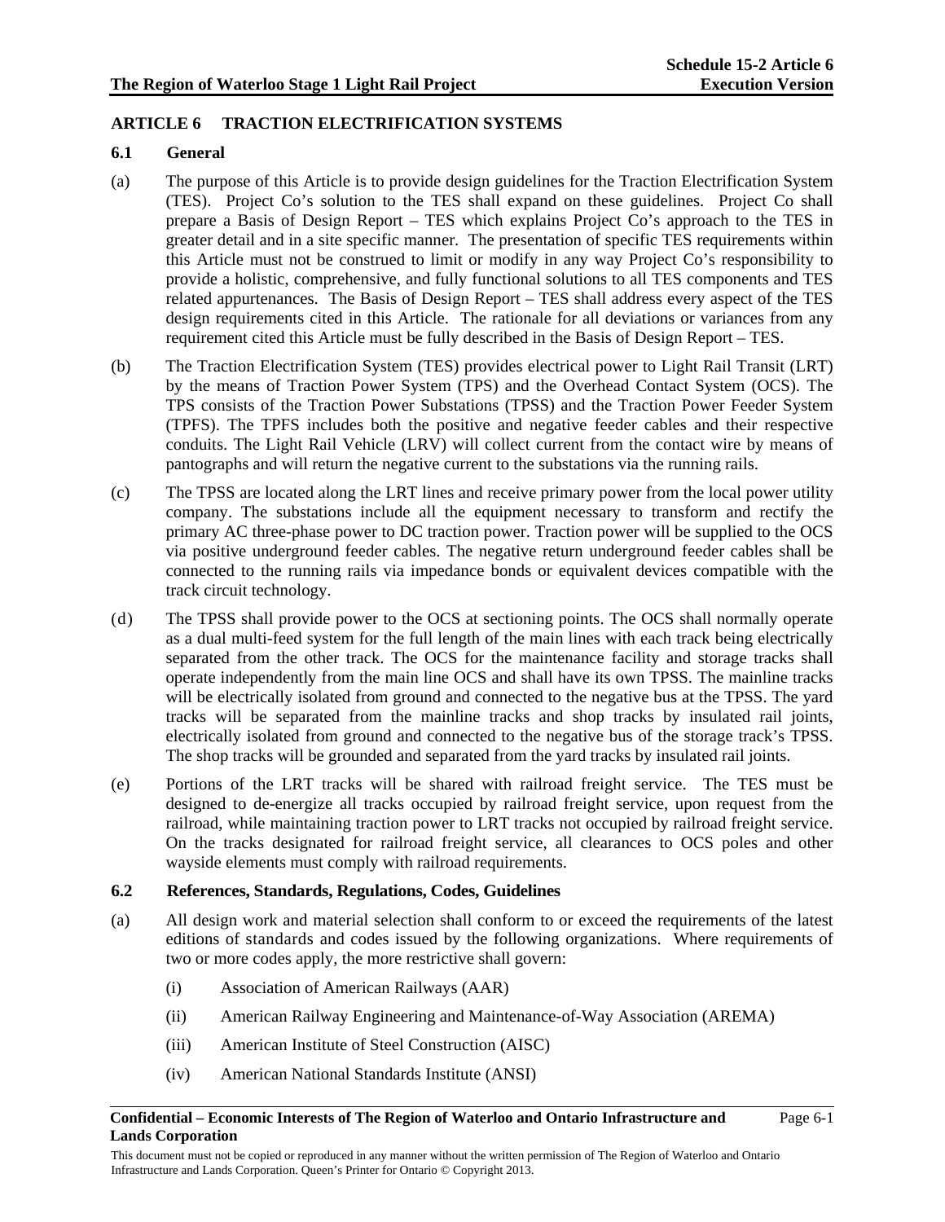# ARTICLE 6 TRACTION ELECTRIFICATION SYSTEMS

## 6.1 General

(a) The purpose of this Article is to provide design guidelines for the Traction Electrification System (TES). Project Co's solution to the TES shall expand on these guidelines. Project Co shall prepare a Basis of Design Report – TES which explains Project Co's approach to the TES in greater detail and in a site specific manner. The presentation of specific TES requirements within this Article must not be construed to limit or modify in any way Project Co's responsibility to provide a holistic, comprehensive, and fully functional solutions to all TES components and TES related appurtenances. The Basis of Design Report – TES shall address every aspect of the TES design requirements cited in this Article. The rationale for all deviations or variances from any requirement cited this Article must be fully described in the Basis of Design Report – TES.

(b) The Traction Electrification System (TES) provides electrical power to Light Rail Transit (LRT) by the means of Traction Power System (TPS) and the Overhead Contact System (OCS). The TPS consists of the Traction Power Substations (TPSS) and the Traction Power Feeder System (TPFS). The TPFS includes both the positive and negative feeder cables and their respective conduits. The Light Rail Vehicle (LRV) will collect current from the contact wire by means of pantographs and will return the negative current to the substations via the running rails.

(c) The TPSS are located along the LRT lines and receive primary power from the local power utility company. The substations include all the equipment necessary to transform and rectify the primary AC three-phase power to DC traction power. Traction power will be supplied to the OCS via positive underground feeder cables. The negative return underground feeder cables shall be connected to the running rails via impedance bonds or equivalent devices compatible with the track circuit technology.

(d) The TPSS shall provide power to the OCS at sectioning points. The OCS shall normally operate as a dual multi-feed system for the full length of the main lines with each track being electrically separated from the other track. The OCS for the maintenance facility and storage tracks shall operate independently from the main line OCS and shall have its own TPSS. The mainline tracks will be electrically isolated from ground and connected to the negative bus at the TPSS. The yard tracks will be separated from the mainline tracks and shop tracks by insulated rail joints, electrically isolated from ground and connected to the negative bus of the storage track's TPSS. The shop tracks will be grounded and separated from the yard tracks by insulated rail joints.

(e) Portions of the LRT tracks will be shared with railroad freight service. The TES must be designed to de-energize all tracks occupied by railroad freight service, upon request from the railroad, while maintaining traction power to LRT tracks not occupied by railroad freight service. On the tracks designated for railroad freight service, all clearances to OCS poles and other wayside elements must comply with railroad requirements.

## 6.2 References, Standards, Regulations, Codes, Guidelines

(a) All design work and material selection shall conform to or exceed the requirements of the latest editions of standards and codes issued by the following organizations. Where requirements of two or more codes apply, the more restrictive shall govern:

(i) Association of American Railways (AAR)

(ii) American Railway Engineering and Maintenance-of-Way Association (AREMA)

(iii) American Institute of Steel Construction (AISC)

(iv) American National Standards Institute (ANSI)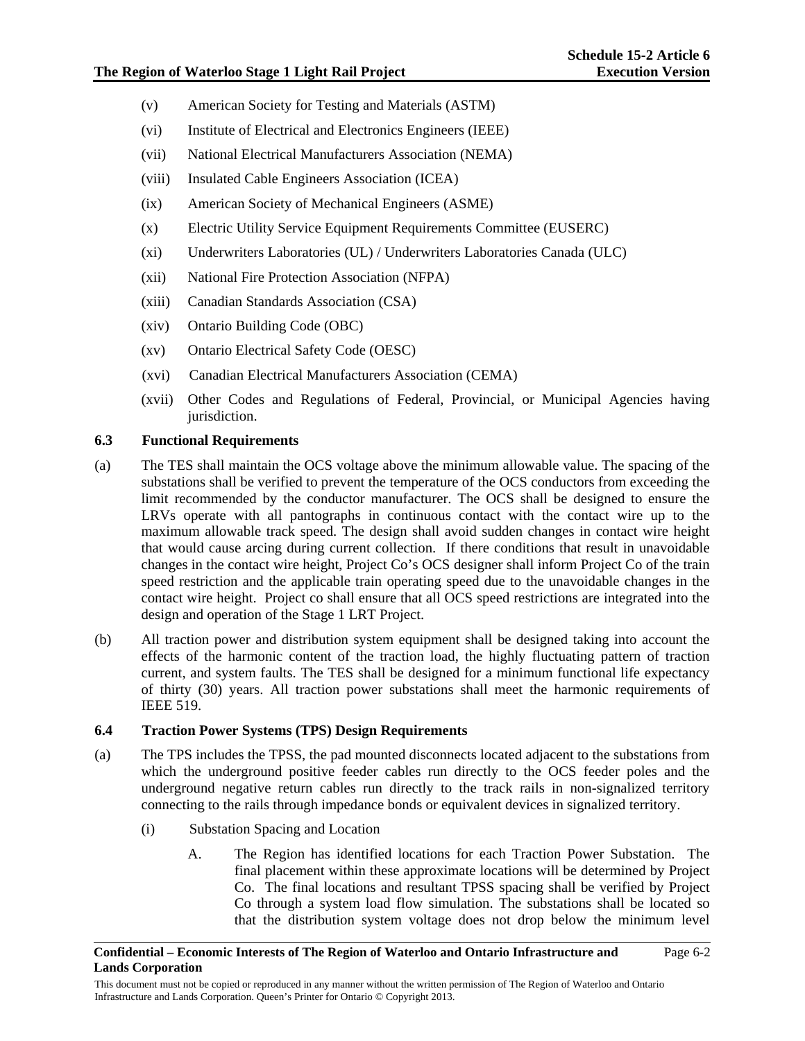(v) American Society for Testing and Materials (ASTM)

(vi) Institute of Electrical and Electronics Engineers (IEEE)

(vii) National Electrical Manufacturers Association (NEMA)

(viii) Insulated Cable Engineers Association (ICEA)

(ix) American Society of Mechanical Engineers (ASME)

(x) Electric Utility Service Equipment Requirements Committee (EUSERC)

(xi) Underwriters Laboratories (UL) / Underwriters Laboratories Canada (ULC)

(xii) National Fire Protection Association (NFPA)

(xiii) Canadian Standards Association (CSA)

(xiv) Ontario Building Code (OBC)

(xv) Ontario Electrical Safety Code (OESC)

(xvi) Canadian Electrical Manufacturers Association (CEMA)

(xvii) Other Codes and Regulations of Federal, Provincial, or Municipal Agencies having jurisdiction.

### 6.3 Functional Requirements

(a) The TES shall maintain the OCS voltage above the minimum allowable value. The spacing of the substations shall be verified to prevent the temperature of the OCS conductors from exceeding the limit recommended by the conductor manufacturer. The OCS shall be designed to ensure the LRVs operate with all pantographs in continuous contact with the contact wire up to the maximum allowable track speed. The design shall avoid sudden changes in contact wire height that would cause arcing during current collection. If there conditions that result in unavoidable changes in the contact wire height, Project Co's OCS designer shall inform Project Co of the train speed restriction and the applicable train operating speed due to the unavoidable changes in the contact wire height. Project co shall ensure that all OCS speed restrictions are integrated into the design and operation of the Stage 1 LRT Project.

(b) All traction power and distribution system equipment shall be designed taking into account the effects of the harmonic content of the traction load, the highly fluctuating pattern of traction current, and system faults. The TES shall be designed for a minimum functional life expectancy of thirty (30) years. All traction power substations shall meet the harmonic requirements of IEEE 519.

### 6.4 Traction Power Systems (TPS) Design Requirements

(a) The TPS includes the TPSS, the pad mounted disconnects located adjacent to the substations from which the underground positive feeder cables run directly to the OCS feeder poles and the underground negative return cables run directly to the track rails in non-signalized territory connecting to the rails through impedance bonds or equivalent devices in signalized territory.

(i) Substation Spacing and Location

A. The Region has identified locations for each Traction Power Substation. The final placement within these approximate locations will be determined by Project Co. The final locations and resultant TPSS spacing shall be verified by Project Co through a system load flow simulation. The substations shall be located so that the distribution system voltage does not drop below the minimum level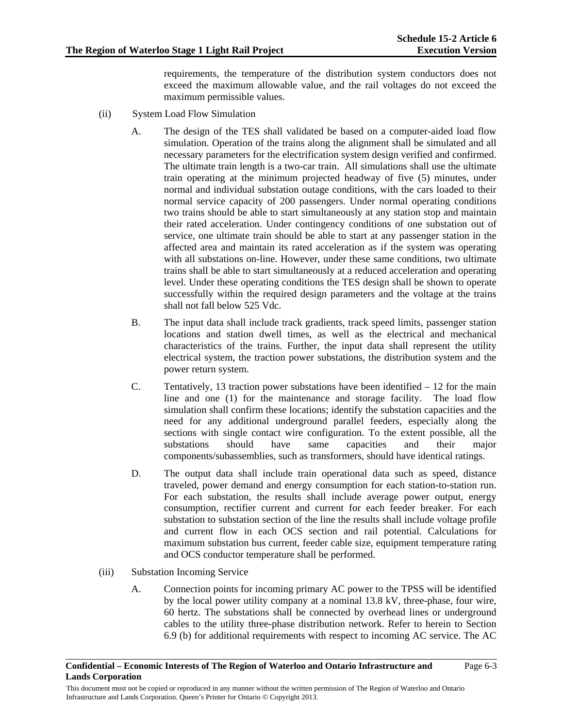requirements, the temperature of the distribution system conductors does not exceed the maximum allowable value, and the rail voltages do not exceed the maximum permissible values.

(ii) System Load Flow Simulation

A. The design of the TES shall validated be based on a computer-aided load flow simulation. Operation of the trains along the alignment shall be simulated and all necessary parameters for the electrification system design verified and confirmed. The ultimate train length is a two-car train. All simulations shall use the ultimate train operating at the minimum projected headway of five (5) minutes, under normal and individual substation outage conditions, with the cars loaded to their normal service capacity of 200 passengers. Under normal operating conditions two trains should be able to start simultaneously at any station stop and maintain their rated acceleration. Under contingency conditions of one substation out of service, one ultimate train should be able to start at any passenger station in the affected area and maintain its rated acceleration as if the system was operating with all substations on-line. However, under these same conditions, two ultimate trains shall be able to start simultaneously at a reduced acceleration and operating level. Under these operating conditions the TES design shall be shown to operate successfully within the required design parameters and the voltage at the trains shall not fall below 525 Vdc.

B. The input data shall include track gradients, track speed limits, passenger station locations and station dwell times, as well as the electrical and mechanical characteristics of the trains. Further, the input data shall represent the utility electrical system, the traction power substations, the distribution system and the power return system.

C. Tentatively, 13 traction power substations have been identified – 12 for the main line and one (1) for the maintenance and storage facility. The load flow simulation shall confirm these locations; identify the substation capacities and the need for any additional underground parallel feeders, especially along the sections with single contact wire configuration. To the extent possible, all the substations should have same capacities and their major components/subassemblies, such as transformers, should have identical ratings.

D. The output data shall include train operational data such as speed, distance traveled, power demand and energy consumption for each station-to-station run. For each substation, the results shall include average power output, energy consumption, rectifier current and current for each feeder breaker. For each substation to substation section of the line the results shall include voltage profile and current flow in each OCS section and rail potential. Calculations for maximum substation bus current, feeder cable size, equipment temperature rating and OCS conductor temperature shall be performed.

(iii) Substation Incoming Service

A. Connection points for incoming primary AC power to the TPSS will be identified by the local power utility company at a nominal 13.8 kV, three-phase, four wire, 60 hertz. The substations shall be connected by overhead lines or underground cables to the utility three-phase distribution network. Refer to herein to Section 6.9 (b) for additional requirements with respect to incoming AC service. The AC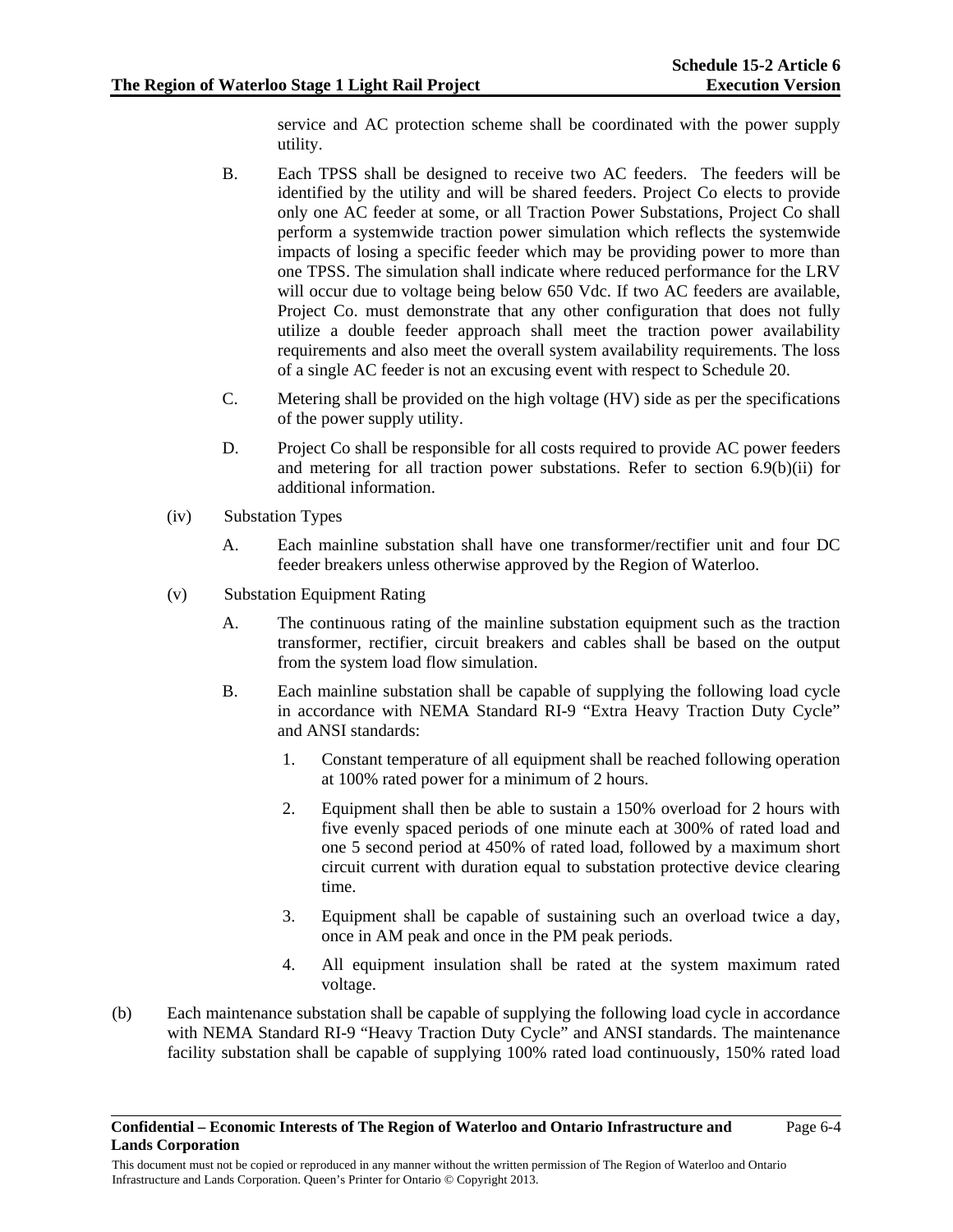service and AC protection scheme shall be coordinated with the power supply utility.

B. Each TPSS shall be designed to receive two AC feeders. The feeders will be identified by the utility and will be shared feeders. Project Co elects to provide only one AC feeder at some, or all Traction Power Substations, Project Co shall perform a systemwide traction power simulation which reflects the systemwide impacts of losing a specific feeder which may be providing power to more than one TPSS. The simulation shall indicate where reduced performance for the LRV will occur due to voltage being below 650 Vdc. If two AC feeders are available, Project Co. must demonstrate that any other configuration that does not fully utilize a double feeder approach shall meet the traction power availability requirements and also meet the overall system availability requirements. The loss of a single AC feeder is not an excusing event with respect to Schedule 20.

C. Metering shall be provided on the high voltage (HV) side as per the specifications of the power supply utility.

D. Project Co shall be responsible for all costs required to provide AC power feeders and metering for all traction power substations. Refer to section 6.9(b)(ii) for additional information.

(iv) Substation Types

A. Each mainline substation shall have one transformer/rectifier unit and four DC feeder breakers unless otherwise approved by the Region of Waterloo.

(v) Substation Equipment Rating

A. The continuous rating of the mainline substation equipment such as the traction transformer, rectifier, circuit breakers and cables shall be based on the output from the system load flow simulation.

B. Each mainline substation shall be capable of supplying the following load cycle in accordance with NEMA Standard RI-9 "Extra Heavy Traction Duty Cycle" and ANSI standards:

1. Constant temperature of all equipment shall be reached following operation at 100% rated power for a minimum of 2 hours.

2. Equipment shall then be able to sustain a 150% overload for 2 hours with five evenly spaced periods of one minute each at 300% of rated load and one 5 second period at 450% of rated load, followed by a maximum short circuit current with duration equal to substation protective device clearing time.

3. Equipment shall be capable of sustaining such an overload twice a day, once in AM peak and once in the PM peak periods.

4. All equipment insulation shall be rated at the system maximum rated voltage.

(b) Each maintenance substation shall be capable of supplying the following load cycle in accordance with NEMA Standard RI-9 "Heavy Traction Duty Cycle" and ANSI standards. The maintenance facility substation shall be capable of supplying 100% rated load continuously, 150% rated load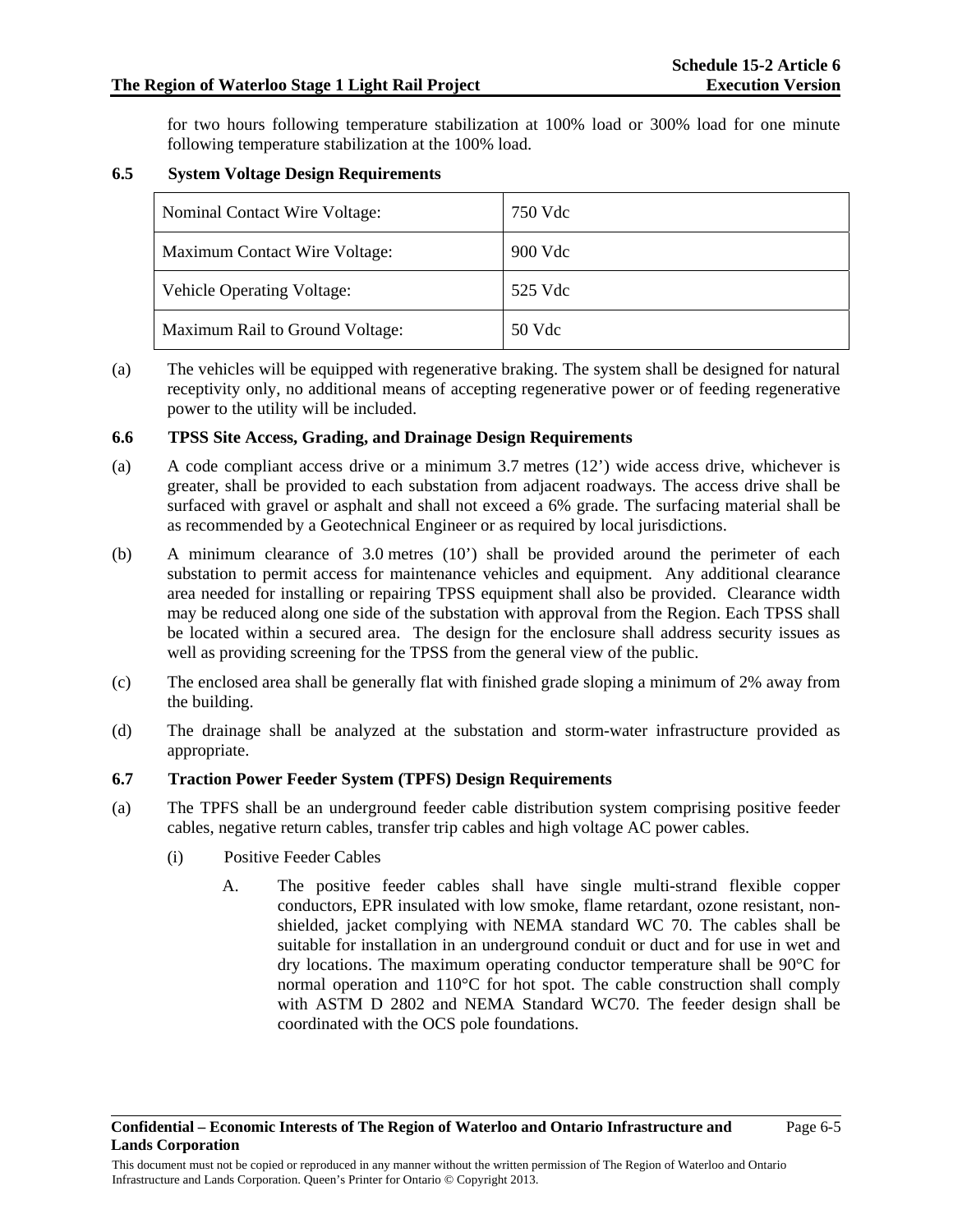for two hours following temperature stabilization at 100% load or 300% load for one minute following temperature stabilization at the 100% load.

### 6.5 System Voltage Design Requirements

| | |
|---|---|
| Nominal Contact Wire Voltage: | 750 Vdc |
| Maximum Contact Wire Voltage: | 900 Vdc |
| Vehicle Operating Voltage: | 525 Vdc |
| Maximum Rail to Ground Voltage: | 50 Vdc |

(a) The vehicles will be equipped with regenerative braking. The system shall be designed for natural receptivity only, no additional means of accepting regenerative power or of feeding regenerative power to the utility will be included.

### 6.6 TPSS Site Access, Grading, and Drainage Design Requirements

(a) A code compliant access drive or a minimum 3.7 metres (12') wide access drive, whichever is greater, shall be provided to each substation from adjacent roadways. The access drive shall be surfaced with gravel or asphalt and shall not exceed a 6% grade. The surfacing material shall be as recommended by a Geotechnical Engineer or as required by local jurisdictions.

(b) A minimum clearance of 3.0 metres (10') shall be provided around the perimeter of each substation to permit access for maintenance vehicles and equipment. Any additional clearance area needed for installing or repairing TPSS equipment shall also be provided. Clearance width may be reduced along one side of the substation with approval from the Region. Each TPSS shall be located within a secured area. The design for the enclosure shall address security issues as well as providing screening for the TPSS from the general view of the public.

(c) The enclosed area shall be generally flat with finished grade sloping a minimum of 2% away from the building.

(d) The drainage shall be analyzed at the substation and storm-water infrastructure provided as appropriate.

### 6.7 Traction Power Feeder System (TPFS) Design Requirements

(a) The TPFS shall be an underground feeder cable distribution system comprising positive feeder cables, negative return cables, transfer trip cables and high voltage AC power cables.

(i) Positive Feeder Cables

A. The positive feeder cables shall have single multi-strand flexible copper conductors, EPR insulated with low smoke, flame retardant, ozone resistant, non-shielded, jacket complying with NEMA standard WC 70. The cables shall be suitable for installation in an underground conduit or duct and for use in wet and dry locations. The maximum operating conductor temperature shall be 90°C for normal operation and 110°C for hot spot. The cable construction shall comply with ASTM D 2802 and NEMA Standard WC70. The feeder design shall be coordinated with the OCS pole foundations.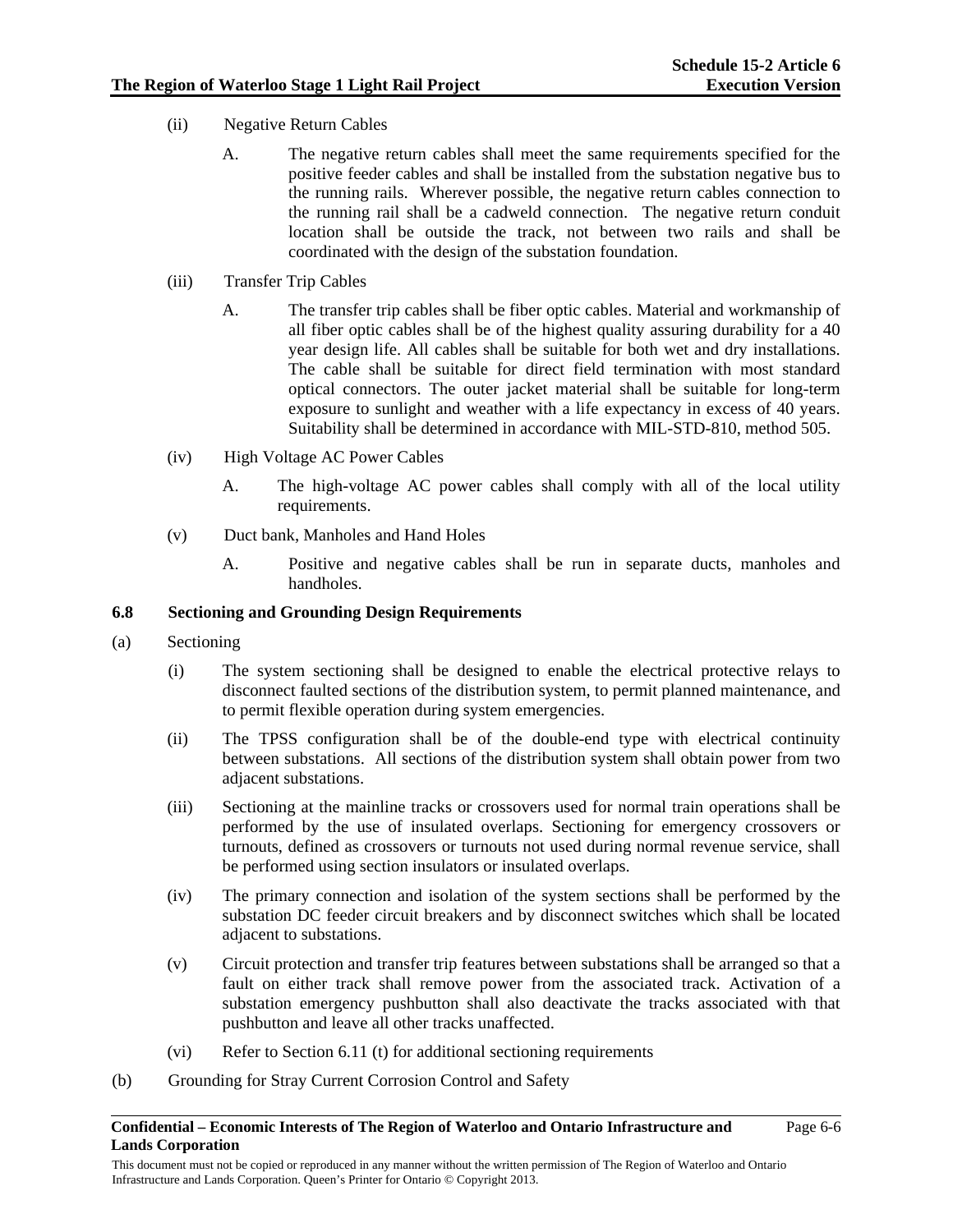(ii) Negative Return Cables

A. The negative return cables shall meet the same requirements specified for the positive feeder cables and shall be installed from the substation negative bus to the running rails. Wherever possible, the negative return cables connection to the running rail shall be a cadweld connection. The negative return conduit location shall be outside the track, not between two rails and shall be coordinated with the design of the substation foundation.

(iii) Transfer Trip Cables

A. The transfer trip cables shall be fiber optic cables. Material and workmanship of all fiber optic cables shall be of the highest quality assuring durability for a 40 year design life. All cables shall be suitable for both wet and dry installations. The cable shall be suitable for direct field termination with most standard optical connectors. The outer jacket material shall be suitable for long-term exposure to sunlight and weather with a life expectancy in excess of 40 years. Suitability shall be determined in accordance with MIL-STD-810, method 505.

(iv) High Voltage AC Power Cables

A. The high-voltage AC power cables shall comply with all of the local utility requirements.

(v) Duct bank, Manholes and Hand Holes

A. Positive and negative cables shall be run in separate ducts, manholes and handholes.

### 6.8 Sectioning and Grounding Design Requirements

(a) Sectioning

(i) The system sectioning shall be designed to enable the electrical protective relays to disconnect faulted sections of the distribution system, to permit planned maintenance, and to permit flexible operation during system emergencies.

(ii) The TPSS configuration shall be of the double-end type with electrical continuity between substations. All sections of the distribution system shall obtain power from two adjacent substations.

(iii) Sectioning at the mainline tracks or crossovers used for normal train operations shall be performed by the use of insulated overlaps. Sectioning for emergency crossovers or turnouts, defined as crossovers or turnouts not used during normal revenue service, shall be performed using section insulators or insulated overlaps.

(iv) The primary connection and isolation of the system sections shall be performed by the substation DC feeder circuit breakers and by disconnect switches which shall be located adjacent to substations.

(v) Circuit protection and transfer trip features between substations shall be arranged so that a fault on either track shall remove power from the associated track. Activation of a substation emergency pushbutton shall also deactivate the tracks associated with that pushbutton and leave all other tracks unaffected.

(vi) Refer to Section 6.11 (t) for additional sectioning requirements

(b) Grounding for Stray Current Corrosion Control and Safety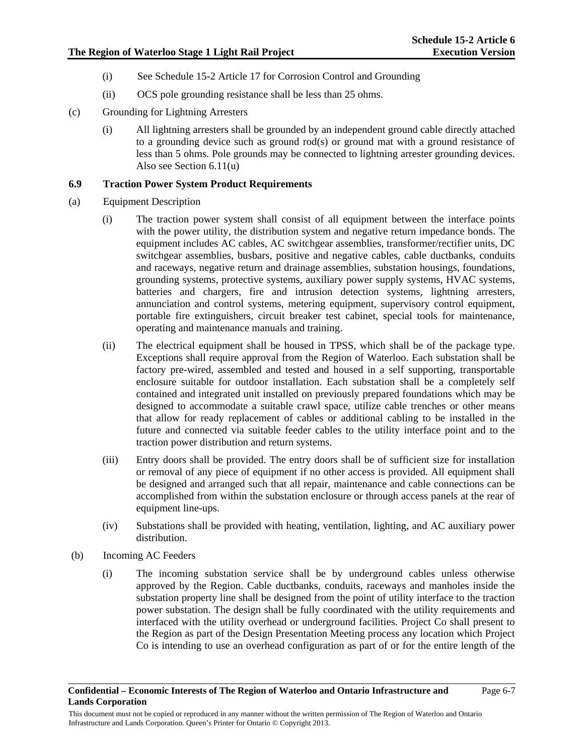(i) See Schedule 15-2 Article 17 for Corrosion Control and Grounding

(ii) OCS pole grounding resistance shall be less than 25 ohms.

(c) Grounding for Lightning Arresters

(i) All lightning arresters shall be grounded by an independent ground cable directly attached to a grounding device such as ground rod(s) or ground mat with a ground resistance of less than 5 ohms. Pole grounds may be connected to lightning arrester grounding devices. Also see Section 6.11(u)

### 6.9 Traction Power System Product Requirements

(a) Equipment Description

(i) The traction power system shall consist of all equipment between the interface points with the power utility, the distribution system and negative return impedance bonds. The equipment includes AC cables, AC switchgear assemblies, transformer/rectifier units, DC switchgear assemblies, busbars, positive and negative cables, cable ductbanks, conduits and raceways, negative return and drainage assemblies, substation housings, foundations, grounding systems, protective systems, auxiliary power supply systems, HVAC systems, batteries and chargers, fire and intrusion detection systems, lightning arresters, annunciation and control systems, metering equipment, supervisory control equipment, portable fire extinguishers, circuit breaker test cabinet, special tools for maintenance, operating and maintenance manuals and training.

(ii) The electrical equipment shall be housed in TPSS, which shall be of the package type. Exceptions shall require approval from the Region of Waterloo. Each substation shall be factory pre-wired, assembled and tested and housed in a self supporting, transportable enclosure suitable for outdoor installation. Each substation shall be a completely self contained and integrated unit installed on previously prepared foundations which may be designed to accommodate a suitable crawl space, utilize cable trenches or other means that allow for ready replacement of cables or additional cabling to be installed in the future and connected via suitable feeder cables to the utility interface point and to the traction power distribution and return systems.

(iii) Entry doors shall be provided. The entry doors shall be of sufficient size for installation or removal of any piece of equipment if no other access is provided. All equipment shall be designed and arranged such that all repair, maintenance and cable connections can be accomplished from within the substation enclosure or through access panels at the rear of equipment line-ups.

(iv) Substations shall be provided with heating, ventilation, lighting, and AC auxiliary power distribution.

(b) Incoming AC Feeders

(i) The incoming substation service shall be by underground cables unless otherwise approved by the Region. Cable ductbanks, conduits, raceways and manholes inside the substation property line shall be designed from the point of utility interface to the traction power substation. The design shall be fully coordinated with the utility requirements and interfaced with the utility overhead or underground facilities. Project Co shall present to the Region as part of the Design Presentation Meeting process any location which Project Co is intending to use an overhead configuration as part of or for the entire length of the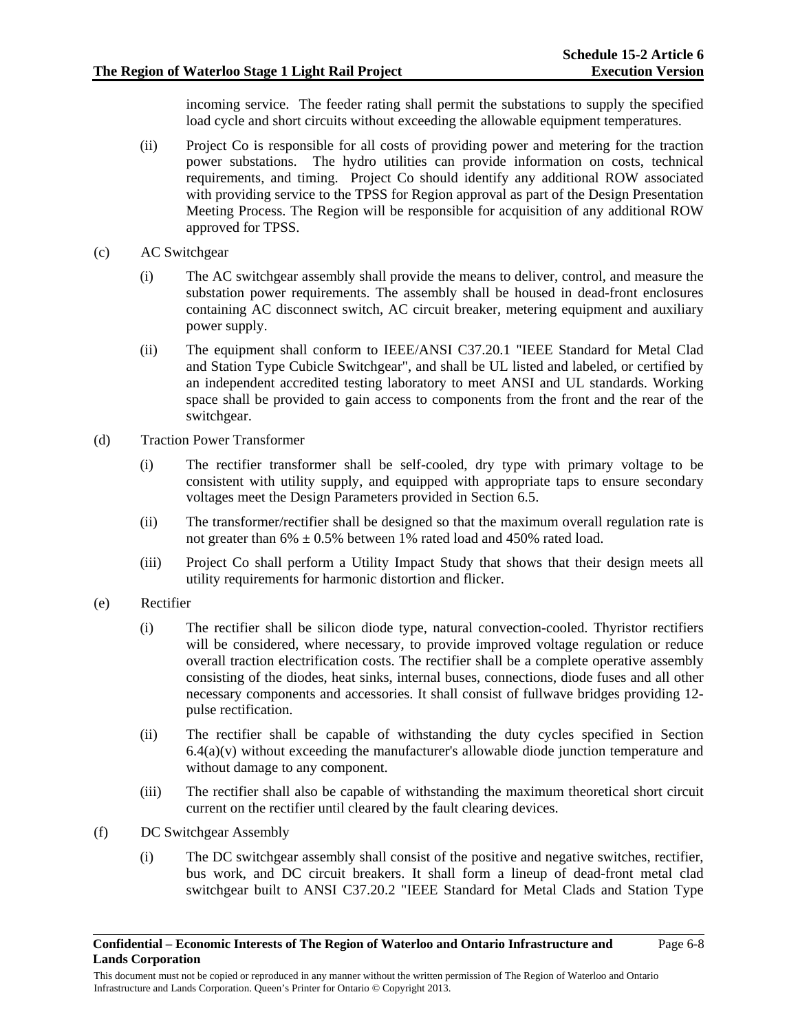incoming service. The feeder rating shall permit the substations to supply the specified load cycle and short circuits without exceeding the allowable equipment temperatures.

(ii) Project Co is responsible for all costs of providing power and metering for the traction power substations. The hydro utilities can provide information on costs, technical requirements, and timing. Project Co should identify any additional ROW associated with providing service to the TPSS for Region approval as part of the Design Presentation Meeting Process. The Region will be responsible for acquisition of any additional ROW approved for TPSS.

(c) AC Switchgear

(i) The AC switchgear assembly shall provide the means to deliver, control, and measure the substation power requirements. The assembly shall be housed in dead-front enclosures containing AC disconnect switch, AC circuit breaker, metering equipment and auxiliary power supply.

(ii) The equipment shall conform to IEEE/ANSI C37.20.1 "IEEE Standard for Metal Clad and Station Type Cubicle Switchgear", and shall be UL listed and labeled, or certified by an independent accredited testing laboratory to meet ANSI and UL standards. Working space shall be provided to gain access to components from the front and the rear of the switchgear.

(d) Traction Power Transformer

(i) The rectifier transformer shall be self-cooled, dry type with primary voltage to be consistent with utility supply, and equipped with appropriate taps to ensure secondary voltages meet the Design Parameters provided in Section 6.5.

(ii) The transformer/rectifier shall be designed so that the maximum overall regulation rate is not greater than 6% ± 0.5% between 1% rated load and 450% rated load.

(iii) Project Co shall perform a Utility Impact Study that shows that their design meets all utility requirements for harmonic distortion and flicker.

(e) Rectifier

(i) The rectifier shall be silicon diode type, natural convection-cooled. Thyristor rectifiers will be considered, where necessary, to provide improved voltage regulation or reduce overall traction electrification costs. The rectifier shall be a complete operative assembly consisting of the diodes, heat sinks, internal buses, connections, diode fuses and all other necessary components and accessories. It shall consist of fullwave bridges providing 12-pulse rectification.

(ii) The rectifier shall be capable of withstanding the duty cycles specified in Section 6.4(a)(v) without exceeding the manufacturer's allowable diode junction temperature and without damage to any component.

(iii) The rectifier shall also be capable of withstanding the maximum theoretical short circuit current on the rectifier until cleared by the fault clearing devices.

(f) DC Switchgear Assembly

(i) The DC switchgear assembly shall consist of the positive and negative switches, rectifier, bus work, and DC circuit breakers. It shall form a lineup of dead-front metal clad switchgear built to ANSI C37.20.2 "IEEE Standard for Metal Clads and Station Type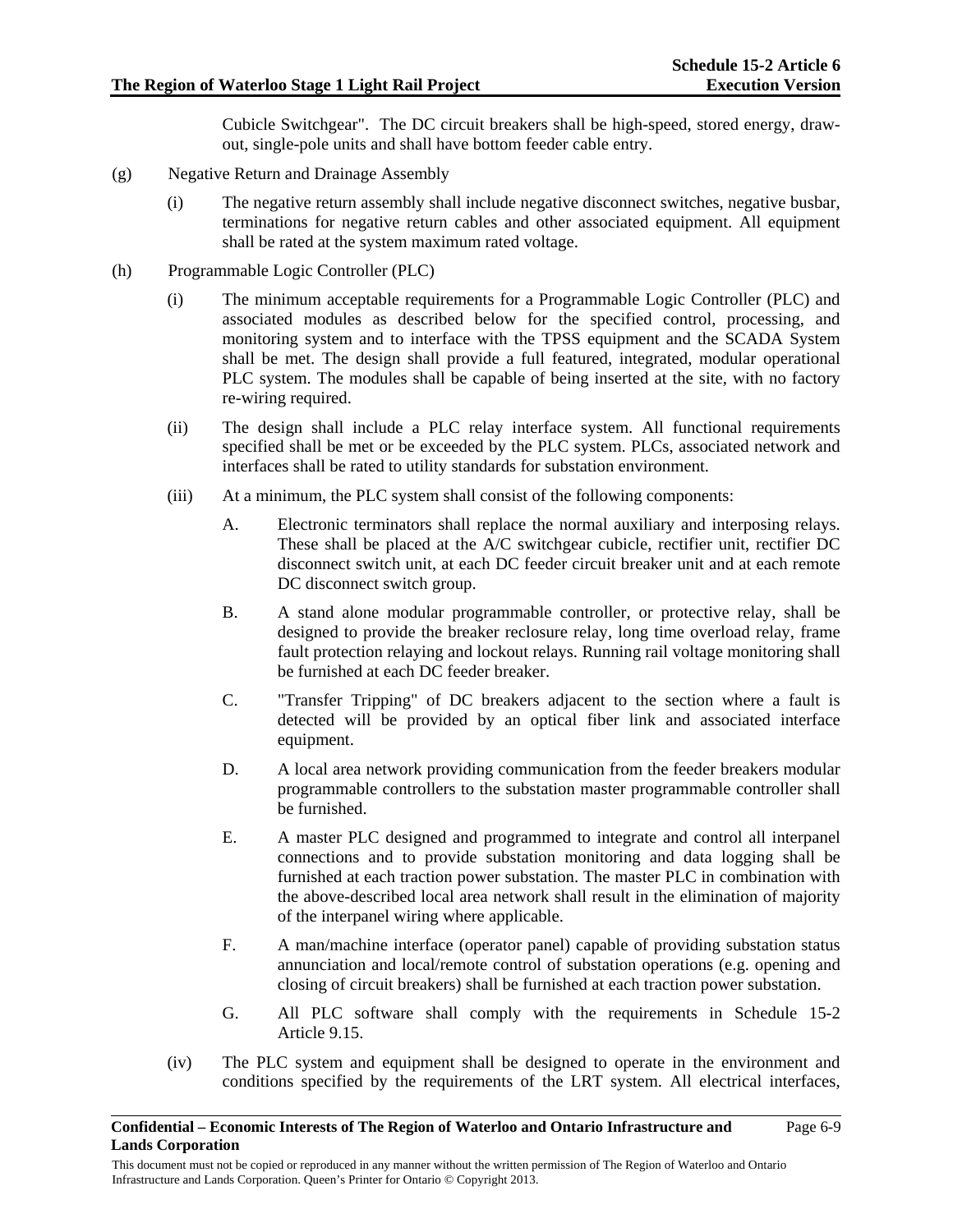Cubicle Switchgear". The DC circuit breakers shall be high-speed, stored energy, draw-out, single-pole units and shall have bottom feeder cable entry.

(g) Negative Return and Drainage Assembly

(i) The negative return assembly shall include negative disconnect switches, negative busbar, terminations for negative return cables and other associated equipment. All equipment shall be rated at the system maximum rated voltage.

(h) Programmable Logic Controller (PLC)

(i) The minimum acceptable requirements for a Programmable Logic Controller (PLC) and associated modules as described below for the specified control, processing, and monitoring system and to interface with the TPSS equipment and the SCADA System shall be met. The design shall provide a full featured, integrated, modular operational PLC system. The modules shall be capable of being inserted at the site, with no factory re-wiring required.

(ii) The design shall include a PLC relay interface system. All functional requirements specified shall be met or be exceeded by the PLC system. PLCs, associated network and interfaces shall be rated to utility standards for substation environment.

(iii) At a minimum, the PLC system shall consist of the following components:

A. Electronic terminators shall replace the normal auxiliary and interposing relays. These shall be placed at the A/C switchgear cubicle, rectifier unit, rectifier DC disconnect switch unit, at each DC feeder circuit breaker unit and at each remote DC disconnect switch group.

B. A stand alone modular programmable controller, or protective relay, shall be designed to provide the breaker reclosure relay, long time overload relay, frame fault protection relaying and lockout relays. Running rail voltage monitoring shall be furnished at each DC feeder breaker.

C. "Transfer Tripping" of DC breakers adjacent to the section where a fault is detected will be provided by an optical fiber link and associated interface equipment.

D. A local area network providing communication from the feeder breakers modular programmable controllers to the substation master programmable controller shall be furnished.

E. A master PLC designed and programmed to integrate and control all interpanel connections and to provide substation monitoring and data logging shall be furnished at each traction power substation. The master PLC in combination with the above-described local area network shall result in the elimination of majority of the interpanel wiring where applicable.

F. A man/machine interface (operator panel) capable of providing substation status annunciation and local/remote control of substation operations (e.g. opening and closing of circuit breakers) shall be furnished at each traction power substation.

G. All PLC software shall comply with the requirements in Schedule 15-2 Article 9.15.

(iv) The PLC system and equipment shall be designed to operate in the environment and conditions specified by the requirements of the LRT system. All electrical interfaces,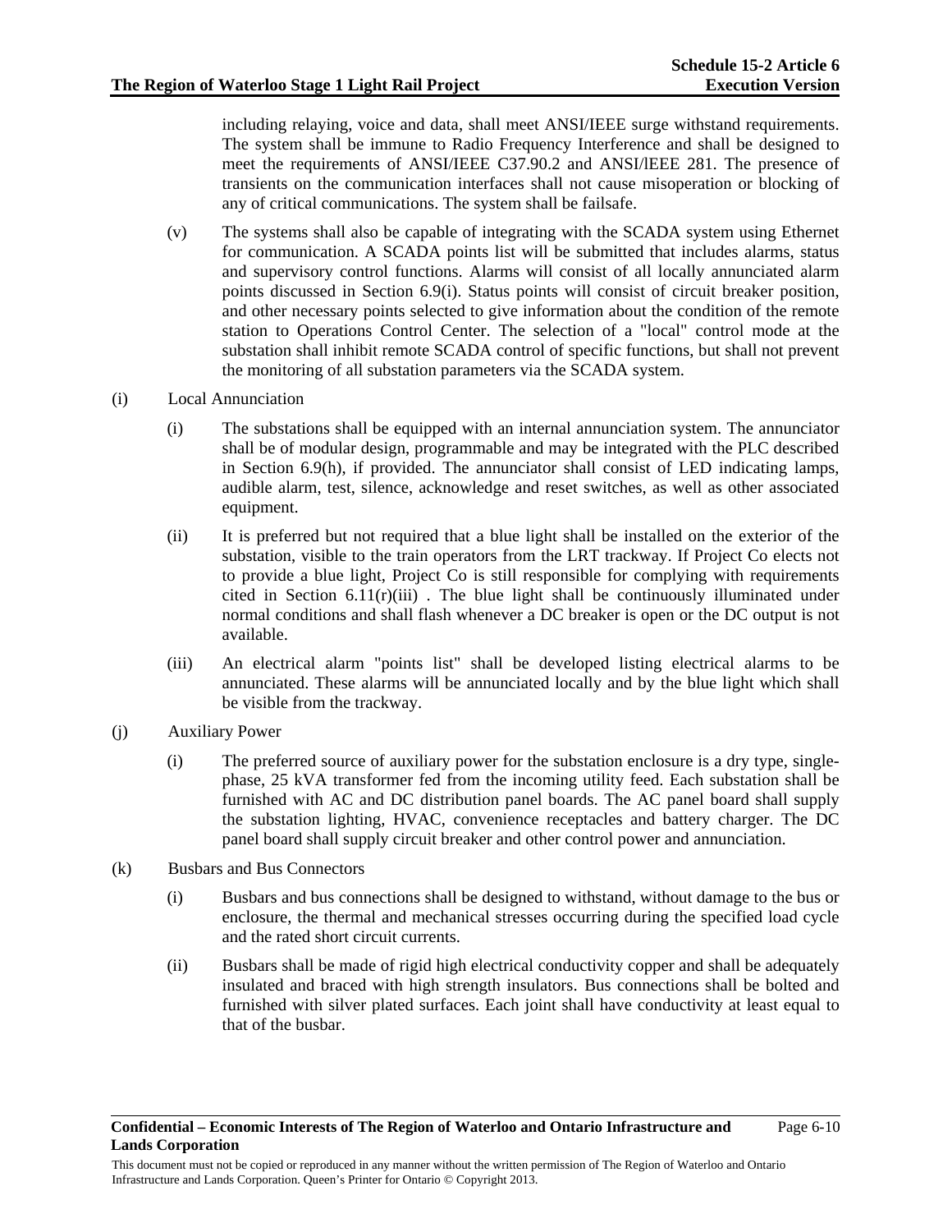including relaying, voice and data, shall meet ANSI/IEEE surge withstand requirements. The system shall be immune to Radio Frequency Interference and shall be designed to meet the requirements of ANSI/IEEE C37.90.2 and ANSI/lEEE 281. The presence of transients on the communication interfaces shall not cause misoperation or blocking of any of critical communications. The system shall be failsafe.

(v) The systems shall also be capable of integrating with the SCADA system using Ethernet for communication. A SCADA points list will be submitted that includes alarms, status and supervisory control functions. Alarms will consist of all locally annunciated alarm points discussed in Section 6.9(i). Status points will consist of circuit breaker position, and other necessary points selected to give information about the condition of the remote station to Operations Control Center. The selection of a "local" control mode at the substation shall inhibit remote SCADA control of specific functions, but shall not prevent the monitoring of all substation parameters via the SCADA system.

(i) Local Annunciation

(i) The substations shall be equipped with an internal annunciation system. The annunciator shall be of modular design, programmable and may be integrated with the PLC described in Section 6.9(h), if provided. The annunciator shall consist of LED indicating lamps, audible alarm, test, silence, acknowledge and reset switches, as well as other associated equipment.

(ii) It is preferred but not required that a blue light shall be installed on the exterior of the substation, visible to the train operators from the LRT trackway. If Project Co elects not to provide a blue light, Project Co is still responsible for complying with requirements cited in Section 6.11(r)(iii) . The blue light shall be continuously illuminated under normal conditions and shall flash whenever a DC breaker is open or the DC output is not available.

(iii) An electrical alarm "points list" shall be developed listing electrical alarms to be annunciated. These alarms will be annunciated locally and by the blue light which shall be visible from the trackway.

(j) Auxiliary Power

(i) The preferred source of auxiliary power for the substation enclosure is a dry type, single-phase, 25 kVA transformer fed from the incoming utility feed. Each substation shall be furnished with AC and DC distribution panel boards. The AC panel board shall supply the substation lighting, HVAC, convenience receptacles and battery charger. The DC panel board shall supply circuit breaker and other control power and annunciation.

(k) Busbars and Bus Connectors

(i) Busbars and bus connections shall be designed to withstand, without damage to the bus or enclosure, the thermal and mechanical stresses occurring during the specified load cycle and the rated short circuit currents.

(ii) Busbars shall be made of rigid high electrical conductivity copper and shall be adequately insulated and braced with high strength insulators. Bus connections shall be bolted and furnished with silver plated surfaces. Each joint shall have conductivity at least equal to that of the busbar.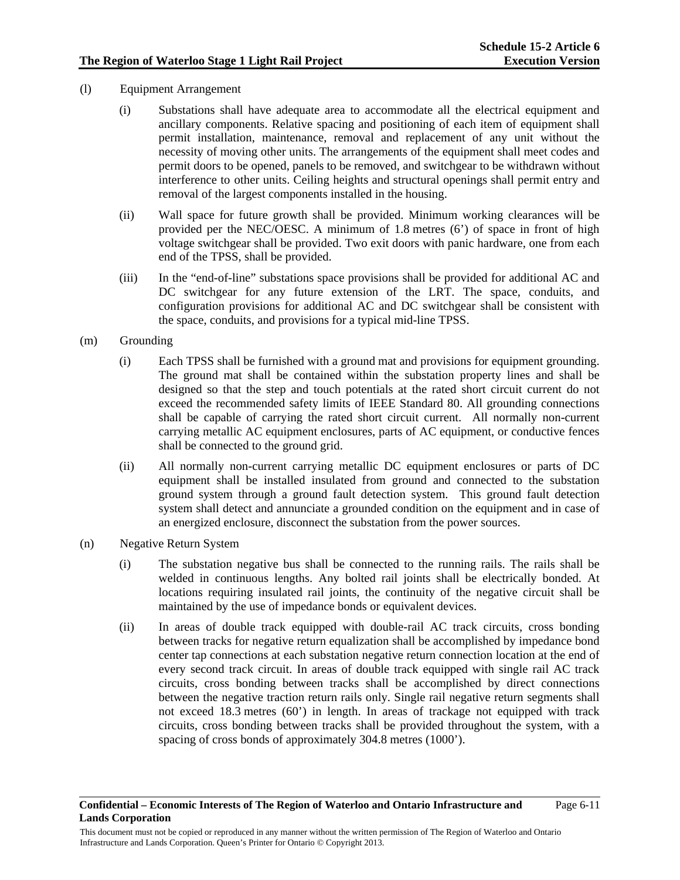(l) Equipment Arrangement

(i) Substations shall have adequate area to accommodate all the electrical equipment and ancillary components. Relative spacing and positioning of each item of equipment shall permit installation, maintenance, removal and replacement of any unit without the necessity of moving other units. The arrangements of the equipment shall meet codes and permit doors to be opened, panels to be removed, and switchgear to be withdrawn without interference to other units. Ceiling heights and structural openings shall permit entry and removal of the largest components installed in the housing.

(ii) Wall space for future growth shall be provided. Minimum working clearances will be provided per the NEC/OESC. A minimum of 1.8 metres (6') of space in front of high voltage switchgear shall be provided. Two exit doors with panic hardware, one from each end of the TPSS, shall be provided.

(iii) In the "end-of-line" substations space provisions shall be provided for additional AC and DC switchgear for any future extension of the LRT. The space, conduits, and configuration provisions for additional AC and DC switchgear shall be consistent with the space, conduits, and provisions for a typical mid-line TPSS.

(m) Grounding

(i) Each TPSS shall be furnished with a ground mat and provisions for equipment grounding. The ground mat shall be contained within the substation property lines and shall be designed so that the step and touch potentials at the rated short circuit current do not exceed the recommended safety limits of IEEE Standard 80. All grounding connections shall be capable of carrying the rated short circuit current. All normally non-current carrying metallic AC equipment enclosures, parts of AC equipment, or conductive fences shall be connected to the ground grid.

(ii) All normally non-current carrying metallic DC equipment enclosures or parts of DC equipment shall be installed insulated from ground and connected to the substation ground system through a ground fault detection system. This ground fault detection system shall detect and annunciate a grounded condition on the equipment and in case of an energized enclosure, disconnect the substation from the power sources.

(n) Negative Return System

(i) The substation negative bus shall be connected to the running rails. The rails shall be welded in continuous lengths. Any bolted rail joints shall be electrically bonded. At locations requiring insulated rail joints, the continuity of the negative circuit shall be maintained by the use of impedance bonds or equivalent devices.

(ii) In areas of double track equipped with double-rail AC track circuits, cross bonding between tracks for negative return equalization shall be accomplished by impedance bond center tap connections at each substation negative return connection location at the end of every second track circuit. In areas of double track equipped with single rail AC track circuits, cross bonding between tracks shall be accomplished by direct connections between the negative traction return rails only. Single rail negative return segments shall not exceed 18.3 metres (60') in length. In areas of trackage not equipped with track circuits, cross bonding between tracks shall be provided throughout the system, with a spacing of cross bonds of approximately 304.8 metres (1000').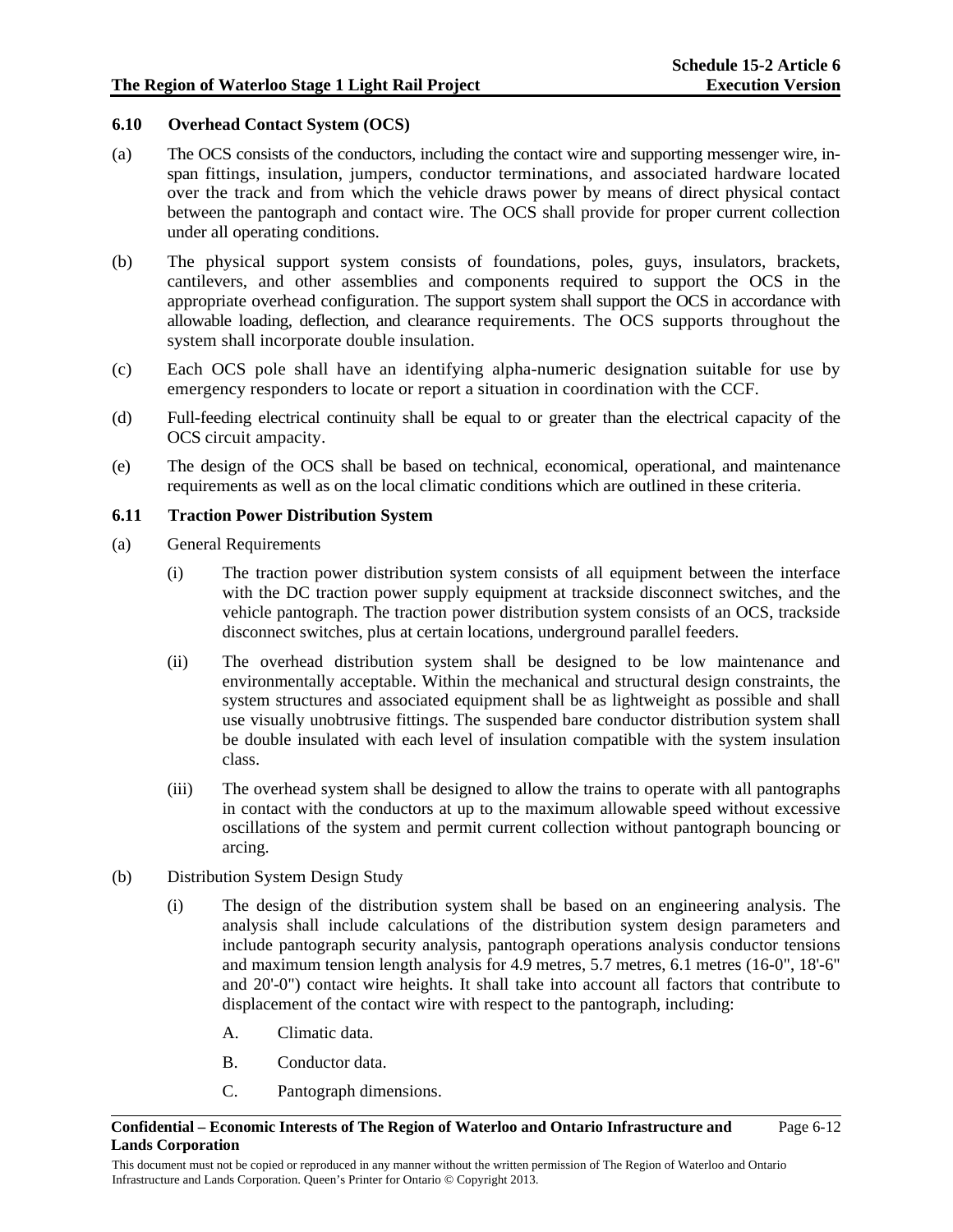### 6.10 Overhead Contact System (OCS)

(a) The OCS consists of the conductors, including the contact wire and supporting messenger wire, in-span fittings, insulation, jumpers, conductor terminations, and associated hardware located over the track and from which the vehicle draws power by means of direct physical contact between the pantograph and contact wire. The OCS shall provide for proper current collection under all operating conditions.

(b) The physical support system consists of foundations, poles, guys, insulators, brackets, cantilevers, and other assemblies and components required to support the OCS in the appropriate overhead configuration. The support system shall support the OCS in accordance with allowable loading, deflection, and clearance requirements. The OCS supports throughout the system shall incorporate double insulation.

(c) Each OCS pole shall have an identifying alpha-numeric designation suitable for use by emergency responders to locate or report a situation in coordination with the CCF.

(d) Full-feeding electrical continuity shall be equal to or greater than the electrical capacity of the OCS circuit ampacity.

(e) The design of the OCS shall be based on technical, economical, operational, and maintenance requirements as well as on the local climatic conditions which are outlined in these criteria.

### 6.11 Traction Power Distribution System

(a) General Requirements

(i) The traction power distribution system consists of all equipment between the interface with the DC traction power supply equipment at trackside disconnect switches, and the vehicle pantograph. The traction power distribution system consists of an OCS, trackside disconnect switches, plus at certain locations, underground parallel feeders.

(ii) The overhead distribution system shall be designed to be low maintenance and environmentally acceptable. Within the mechanical and structural design constraints, the system structures and associated equipment shall be as lightweight as possible and shall use visually unobtrusive fittings. The suspended bare conductor distribution system shall be double insulated with each level of insulation compatible with the system insulation class.

(iii) The overhead system shall be designed to allow the trains to operate with all pantographs in contact with the conductors at up to the maximum allowable speed without excessive oscillations of the system and permit current collection without pantograph bouncing or arcing.

(b) Distribution System Design Study

(i) The design of the distribution system shall be based on an engineering analysis. The analysis shall include calculations of the distribution system design parameters and include pantograph security analysis, pantograph operations analysis conductor tensions and maximum tension length analysis for 4.9 metres, 5.7 metres, 6.1 metres (16-0", 18'-6" and 20'-0") contact wire heights. It shall take into account all factors that contribute to displacement of the contact wire with respect to the pantograph, including:

A. Climatic data.

B. Conductor data.

C. Pantograph dimensions.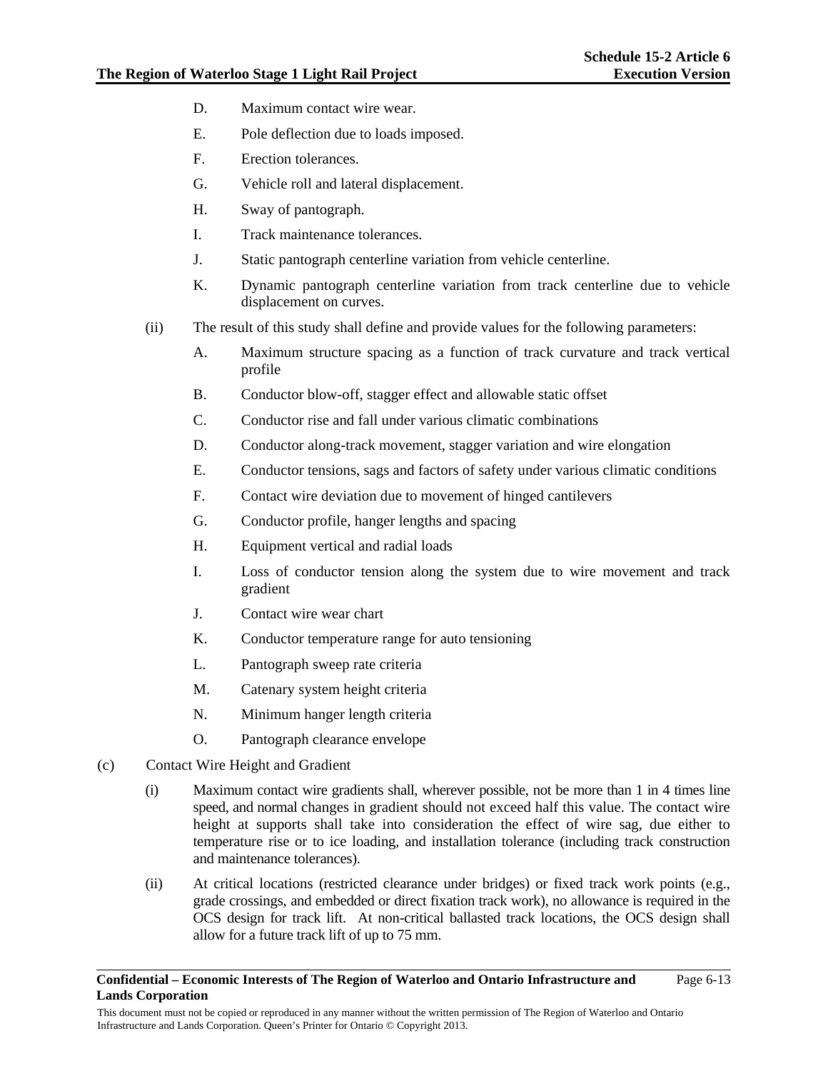D. Maximum contact wire wear.

E. Pole deflection due to loads imposed.

F. Erection tolerances.

G. Vehicle roll and lateral displacement.

H. Sway of pantograph.

I. Track maintenance tolerances.

J. Static pantograph centerline variation from vehicle centerline.

K. Dynamic pantograph centerline variation from track centerline due to vehicle displacement on curves.

(ii) The result of this study shall define and provide values for the following parameters:

A. Maximum structure spacing as a function of track curvature and track vertical profile

B. Conductor blow-off, stagger effect and allowable static offset

C. Conductor rise and fall under various climatic combinations

D. Conductor along-track movement, stagger variation and wire elongation

E. Conductor tensions, sags and factors of safety under various climatic conditions

F. Contact wire deviation due to movement of hinged cantilevers

G. Conductor profile, hanger lengths and spacing

H. Equipment vertical and radial loads

I. Loss of conductor tension along the system due to wire movement and track gradient

J. Contact wire wear chart

K. Conductor temperature range for auto tensioning

L. Pantograph sweep rate criteria

M. Catenary system height criteria

N. Minimum hanger length criteria

O. Pantograph clearance envelope

(c) Contact Wire Height and Gradient

(i) Maximum contact wire gradients shall, wherever possible, not be more than 1 in 4 times line speed, and normal changes in gradient should not exceed half this value. The contact wire height at supports shall take into consideration the effect of wire sag, due either to temperature rise or to ice loading, and installation tolerance (including track construction and maintenance tolerances).

(ii) At critical locations (restricted clearance under bridges) or fixed track work points (e.g., grade crossings, and embedded or direct fixation track work), no allowance is required in the OCS design for track lift. At non-critical ballasted track locations, the OCS design shall allow for a future track lift of up to 75 mm.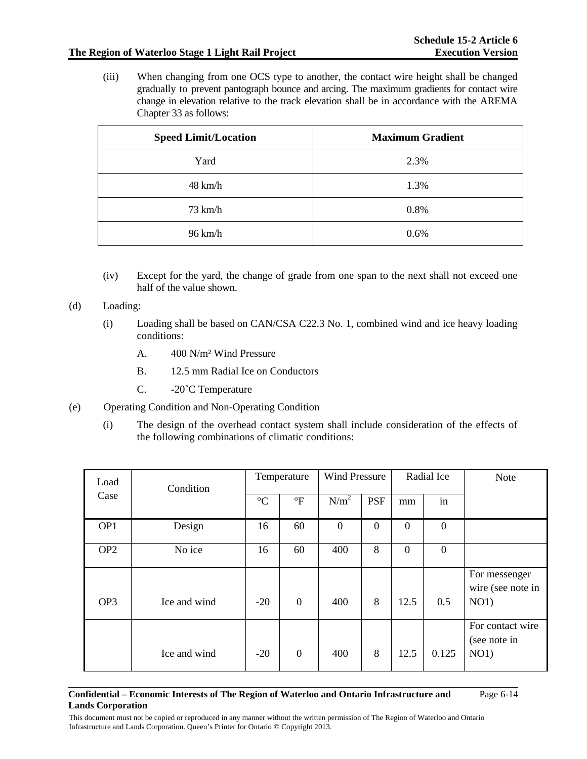(iii) When changing from one OCS type to another, the contact wire height shall be changed gradually to prevent pantograph bounce and arcing. The maximum gradients for contact wire change in elevation relative to the track elevation shall be in accordance with the AREMA Chapter 33 as follows:

| Speed Limit/Location | Maximum Gradient |
|---|---|
| Yard | 2.3% |
| 48 km/h | 1.3% |
| 73 km/h | 0.8% |
| 96 km/h | 0.6% |

(iv) Except for the yard, the change of grade from one span to the next shall not exceed one half of the value shown.

(d) Loading:

(i) Loading shall be based on CAN/CSA C22.3 No. 1, combined wind and ice heavy loading conditions:

A. 400 N/m² Wind Pressure

B. 12.5 mm Radial Ice on Conductors

C. -20˚C Temperature

(e) Operating Condition and Non-Operating Condition

(i) The design of the overhead contact system shall include consideration of the effects of the following combinations of climatic conditions:

| Load Case | Condition | Temperature | | Wind Pressure | | Radial Ice | | Note |
|---|---|---|---|---|---|---|---|---|
| | | °C | °F | $N/m^2$ | PSF | mm | in | |
| OP1 | Design | 16 | 60 | 0 | 0 | 0 | 0 | |
| OP2 | No ice | 16 | 60 | 400 | 8 | 0 | 0 | |
| OP3 | Ice and wind | -20 | 0 | 400 | 8 | 12.5 | 0.5 | For messenger wire (see note in NO1) |
| | Ice and wind | -20 | 0 | 400 | 8 | 12.5 | 0.125 | For contact wire (see note in NO1) |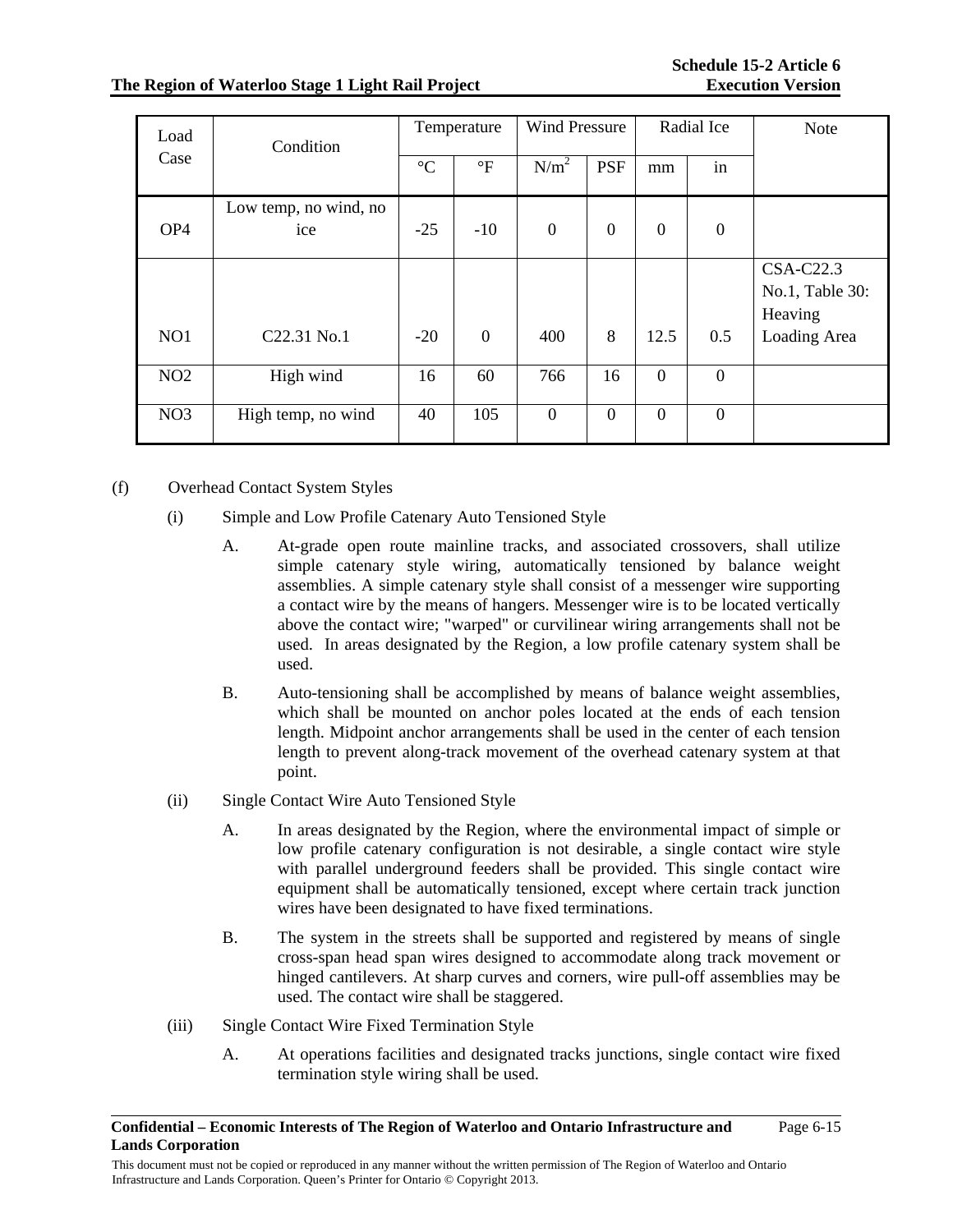| Load Case | Condition | Temperature | | Wind Pressure | | Radial Ice | | Note |
|---|---|---|---|---|---|---|---|---|
| | | °C | °F | $N/m^2$ | PSF | mm | in | |
| OP4 | Low temp, no wind, no ice | -25 | -10 | 0 | 0 | 0 | 0 | |
| NO1 | C22.31 No.1 | -20 | 0 | 400 | 8 | 12.5 | 0.5 | CSA-C22.3 No.1, Table 30: Heaving Loading Area |
| NO2 | High wind | 16 | 60 | 766 | 16 | 0 | 0 | |
| NO3 | High temp, no wind | 40 | 105 | 0 | 0 | 0 | 0 | |

(f) Overhead Contact System Styles

(i) Simple and Low Profile Catenary Auto Tensioned Style

A. At-grade open route mainline tracks, and associated crossovers, shall utilize simple catenary style wiring, automatically tensioned by balance weight assemblies. A simple catenary style shall consist of a messenger wire supporting a contact wire by the means of hangers. Messenger wire is to be located vertically above the contact wire; "warped" or curvilinear wiring arrangements shall not be used. In areas designated by the Region, a low profile catenary system shall be used.

B. Auto-tensioning shall be accomplished by means of balance weight assemblies, which shall be mounted on anchor poles located at the ends of each tension length. Midpoint anchor arrangements shall be used in the center of each tension length to prevent along-track movement of the overhead catenary system at that point.

(ii) Single Contact Wire Auto Tensioned Style

A. In areas designated by the Region, where the environmental impact of simple or low profile catenary configuration is not desirable, a single contact wire style with parallel underground feeders shall be provided. This single contact wire equipment shall be automatically tensioned, except where certain track junction wires have been designated to have fixed terminations.

B. The system in the streets shall be supported and registered by means of single cross-span head span wires designed to accommodate along track movement or hinged cantilevers. At sharp curves and corners, wire pull-off assemblies may be used. The contact wire shall be staggered.

(iii) Single Contact Wire Fixed Termination Style

A. At operations facilities and designated tracks junctions, single contact wire fixed termination style wiring shall be used.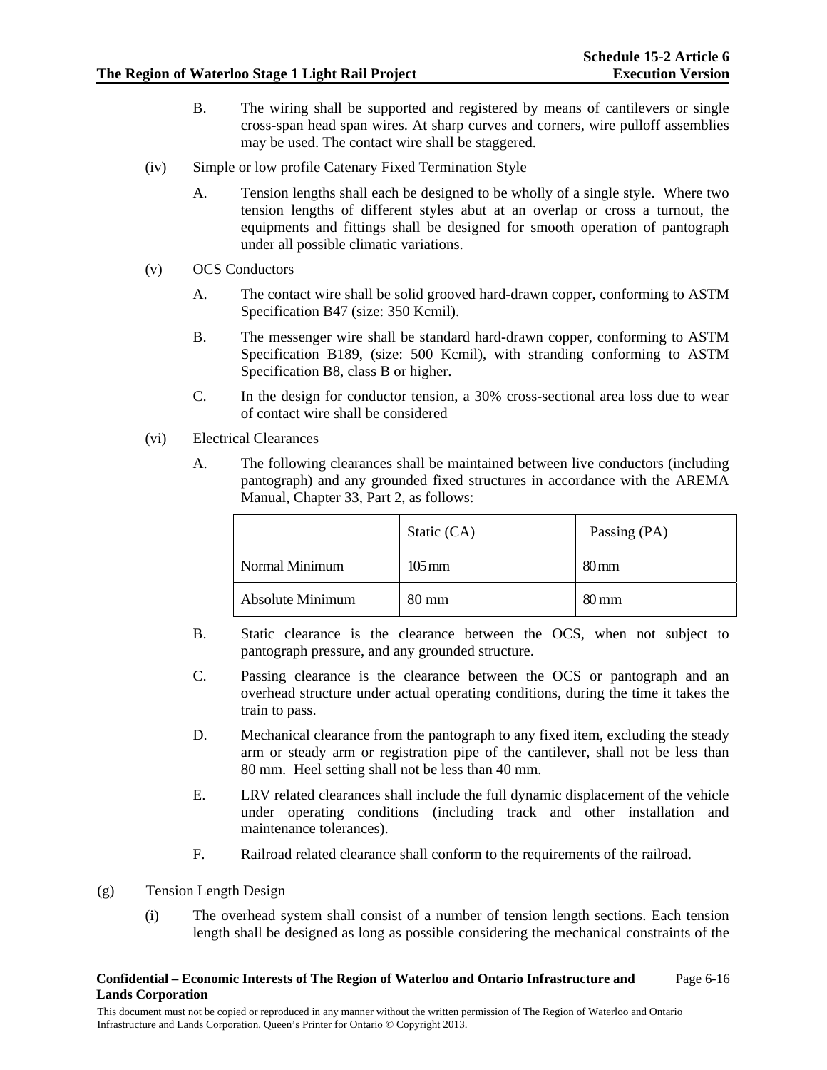B. The wiring shall be supported and registered by means of cantilevers or single cross-span head span wires. At sharp curves and corners, wire pulloff assemblies may be used. The contact wire shall be staggered.

(iv) Simple or low profile Catenary Fixed Termination Style

A. Tension lengths shall each be designed to be wholly of a single style. Where two tension lengths of different styles abut at an overlap or cross a turnout, the equipments and fittings shall be designed for smooth operation of pantograph under all possible climatic variations.

(v) OCS Conductors

A. The contact wire shall be solid grooved hard-drawn copper, conforming to ASTM Specification B47 (size: 350 Kcmil).

B. The messenger wire shall be standard hard-drawn copper, conforming to ASTM Specification B189, (size: 500 Kcmil), with stranding conforming to ASTM Specification B8, class B or higher.

C. In the design for conductor tension, a 30% cross-sectional area loss due to wear of contact wire shall be considered

(vi) Electrical Clearances

A. The following clearances shall be maintained between live conductors (including pantograph) and any grounded fixed structures in accordance with the AREMA Manual, Chapter 33, Part 2, as follows:

| | Static (CA) | Passing (PA) |
|---|---|---|
| Normal Minimum | 105 mm | 80 mm |
| Absolute Minimum | 80 mm | 80 mm |

B. Static clearance is the clearance between the OCS, when not subject to pantograph pressure, and any grounded structure.

C. Passing clearance is the clearance between the OCS or pantograph and an overhead structure under actual operating conditions, during the time it takes the train to pass.

D. Mechanical clearance from the pantograph to any fixed item, excluding the steady arm or steady arm or registration pipe of the cantilever, shall not be less than 80 mm. Heel setting shall not be less than 40 mm.

E. LRV related clearances shall include the full dynamic displacement of the vehicle under operating conditions (including track and other installation and maintenance tolerances).

F. Railroad related clearance shall conform to the requirements of the railroad.

(g) Tension Length Design

(i) The overhead system shall consist of a number of tension length sections. Each tension length shall be designed as long as possible considering the mechanical constraints of the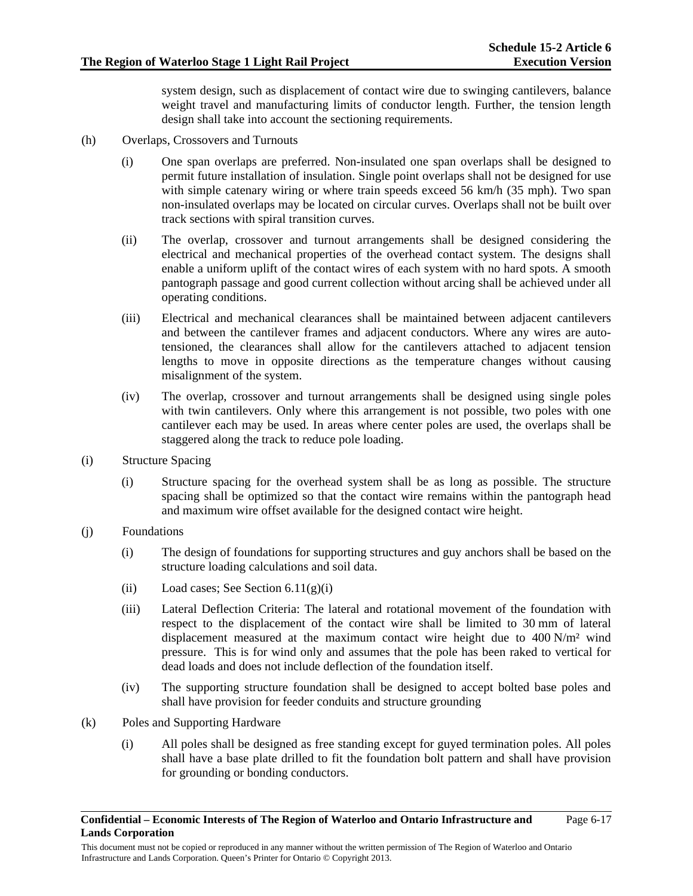system design, such as displacement of contact wire due to swinging cantilevers, balance weight travel and manufacturing limits of conductor length. Further, the tension length design shall take into account the sectioning requirements.

(h) Overlaps, Crossovers and Turnouts

(i) One span overlaps are preferred. Non-insulated one span overlaps shall be designed to permit future installation of insulation. Single point overlaps shall not be designed for use with simple catenary wiring or where train speeds exceed 56 km/h (35 mph). Two span non-insulated overlaps may be located on circular curves. Overlaps shall not be built over track sections with spiral transition curves.

(ii) The overlap, crossover and turnout arrangements shall be designed considering the electrical and mechanical properties of the overhead contact system. The designs shall enable a uniform uplift of the contact wires of each system with no hard spots. A smooth pantograph passage and good current collection without arcing shall be achieved under all operating conditions.

(iii) Electrical and mechanical clearances shall be maintained between adjacent cantilevers and between the cantilever frames and adjacent conductors. Where any wires are auto-tensioned, the clearances shall allow for the cantilevers attached to adjacent tension lengths to move in opposite directions as the temperature changes without causing misalignment of the system.

(iv) The overlap, crossover and turnout arrangements shall be designed using single poles with twin cantilevers. Only where this arrangement is not possible, two poles with one cantilever each may be used. In areas where center poles are used, the overlaps shall be staggered along the track to reduce pole loading.

(i) Structure Spacing

(i) Structure spacing for the overhead system shall be as long as possible. The structure spacing shall be optimized so that the contact wire remains within the pantograph head and maximum wire offset available for the designed contact wire height.

(j) Foundations

(i) The design of foundations for supporting structures and guy anchors shall be based on the structure loading calculations and soil data.

(ii) Load cases; See Section 6.11(g)(i)

(iii) Lateral Deflection Criteria: The lateral and rotational movement of the foundation with respect to the displacement of the contact wire shall be limited to 30 mm of lateral displacement measured at the maximum contact wire height due to 400 N/m² wind pressure. This is for wind only and assumes that the pole has been raked to vertical for dead loads and does not include deflection of the foundation itself.

(iv) The supporting structure foundation shall be designed to accept bolted base poles and shall have provision for feeder conduits and structure grounding

(k) Poles and Supporting Hardware

(i) All poles shall be designed as free standing except for guyed termination poles. All poles shall have a base plate drilled to fit the foundation bolt pattern and shall have provision for grounding or bonding conductors.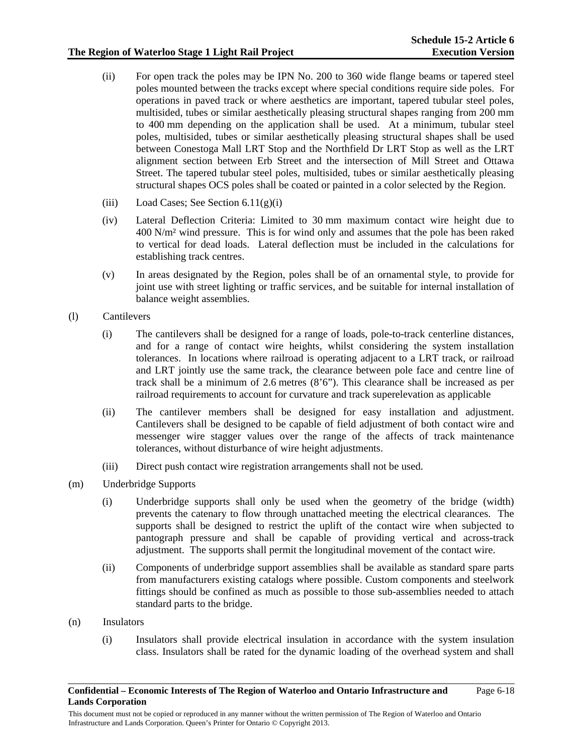(ii) For open track the poles may be IPN No. 200 to 360 wide flange beams or tapered steel poles mounted between the tracks except where special conditions require side poles. For operations in paved track or where aesthetics are important, tapered tubular steel poles, multisided, tubes or similar aesthetically pleasing structural shapes ranging from 200 mm to 400 mm depending on the application shall be used. At a minimum, tubular steel poles, multisided, tubes or similar aesthetically pleasing structural shapes shall be used between Conestoga Mall LRT Stop and the Northfield Dr LRT Stop as well as the LRT alignment section between Erb Street and the intersection of Mill Street and Ottawa Street. The tapered tubular steel poles, multisided, tubes or similar aesthetically pleasing structural shapes OCS poles shall be coated or painted in a color selected by the Region.

(iii) Load Cases; See Section 6.11(g)(i)

(iv) Lateral Deflection Criteria: Limited to 30 mm maximum contact wire height due to 400 N/m² wind pressure. This is for wind only and assumes that the pole has been raked to vertical for dead loads. Lateral deflection must be included in the calculations for establishing track centres.

(v) In areas designated by the Region, poles shall be of an ornamental style, to provide for joint use with street lighting or traffic services, and be suitable for internal installation of balance weight assemblies.

(l) Cantilevers

(i) The cantilevers shall be designed for a range of loads, pole-to-track centerline distances, and for a range of contact wire heights, whilst considering the system installation tolerances. In locations where railroad is operating adjacent to a LRT track, or railroad and LRT jointly use the same track, the clearance between pole face and centre line of track shall be a minimum of 2.6 metres (8'6"). This clearance shall be increased as per railroad requirements to account for curvature and track superelevation as applicable

(ii) The cantilever members shall be designed for easy installation and adjustment. Cantilevers shall be designed to be capable of field adjustment of both contact wire and messenger wire stagger values over the range of the affects of track maintenance tolerances, without disturbance of wire height adjustments.

(iii) Direct push contact wire registration arrangements shall not be used.

(m) Underbridge Supports

(i) Underbridge supports shall only be used when the geometry of the bridge (width) prevents the catenary to flow through unattached meeting the electrical clearances. The supports shall be designed to restrict the uplift of the contact wire when subjected to pantograph pressure and shall be capable of providing vertical and across-track adjustment. The supports shall permit the longitudinal movement of the contact wire.

(ii) Components of underbridge support assemblies shall be available as standard spare parts from manufacturers existing catalogs where possible. Custom components and steelwork fittings should be confined as much as possible to those sub-assemblies needed to attach standard parts to the bridge.

(n) Insulators

(i) Insulators shall provide electrical insulation in accordance with the system insulation class. Insulators shall be rated for the dynamic loading of the overhead system and shall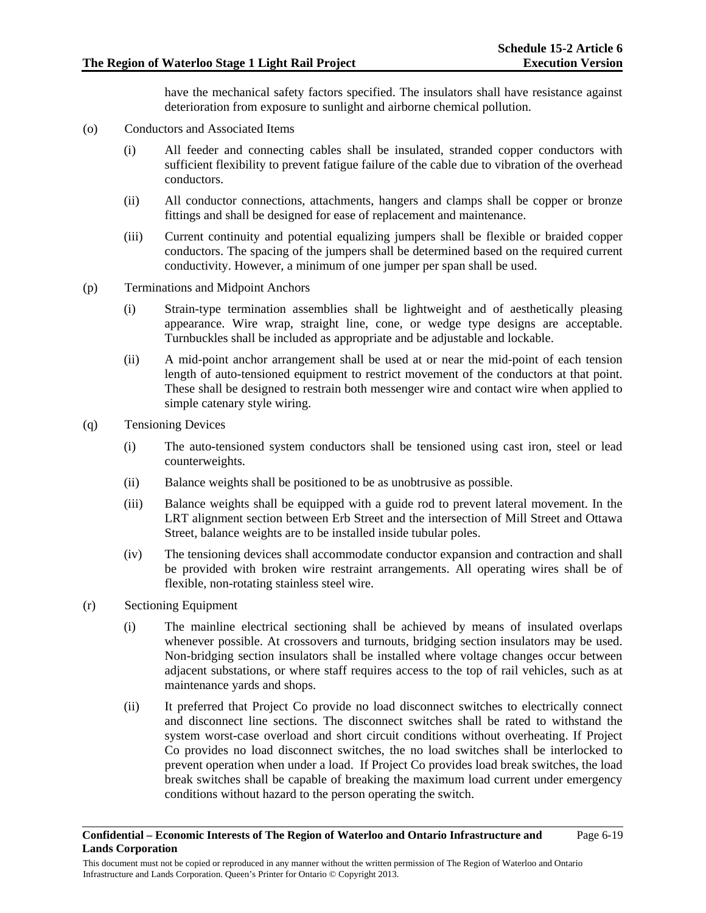have the mechanical safety factors specified. The insulators shall have resistance against deterioration from exposure to sunlight and airborne chemical pollution.

(o) Conductors and Associated Items

(i) All feeder and connecting cables shall be insulated, stranded copper conductors with sufficient flexibility to prevent fatigue failure of the cable due to vibration of the overhead conductors.

(ii) All conductor connections, attachments, hangers and clamps shall be copper or bronze fittings and shall be designed for ease of replacement and maintenance.

(iii) Current continuity and potential equalizing jumpers shall be flexible or braided copper conductors. The spacing of the jumpers shall be determined based on the required current conductivity. However, a minimum of one jumper per span shall be used.

(p) Terminations and Midpoint Anchors

(i) Strain-type termination assemblies shall be lightweight and of aesthetically pleasing appearance. Wire wrap, straight line, cone, or wedge type designs are acceptable. Turnbuckles shall be included as appropriate and be adjustable and lockable.

(ii) A mid-point anchor arrangement shall be used at or near the mid-point of each tension length of auto-tensioned equipment to restrict movement of the conductors at that point. These shall be designed to restrain both messenger wire and contact wire when applied to simple catenary style wiring.

(q) Tensioning Devices

(i) The auto-tensioned system conductors shall be tensioned using cast iron, steel or lead counterweights.

(ii) Balance weights shall be positioned to be as unobtrusive as possible.

(iii) Balance weights shall be equipped with a guide rod to prevent lateral movement. In the LRT alignment section between Erb Street and the intersection of Mill Street and Ottawa Street, balance weights are to be installed inside tubular poles.

(iv) The tensioning devices shall accommodate conductor expansion and contraction and shall be provided with broken wire restraint arrangements. All operating wires shall be of flexible, non-rotating stainless steel wire.

(r) Sectioning Equipment

(i) The mainline electrical sectioning shall be achieved by means of insulated overlaps whenever possible. At crossovers and turnouts, bridging section insulators may be used. Non-bridging section insulators shall be installed where voltage changes occur between adjacent substations, or where staff requires access to the top of rail vehicles, such as at maintenance yards and shops.

(ii) It preferred that Project Co provide no load disconnect switches to electrically connect and disconnect line sections. The disconnect switches shall be rated to withstand the system worst-case overload and short circuit conditions without overheating. If Project Co provides no load disconnect switches, the no load switches shall be interlocked to prevent operation when under a load. If Project Co provides load break switches, the load break switches shall be capable of breaking the maximum load current under emergency conditions without hazard to the person operating the switch.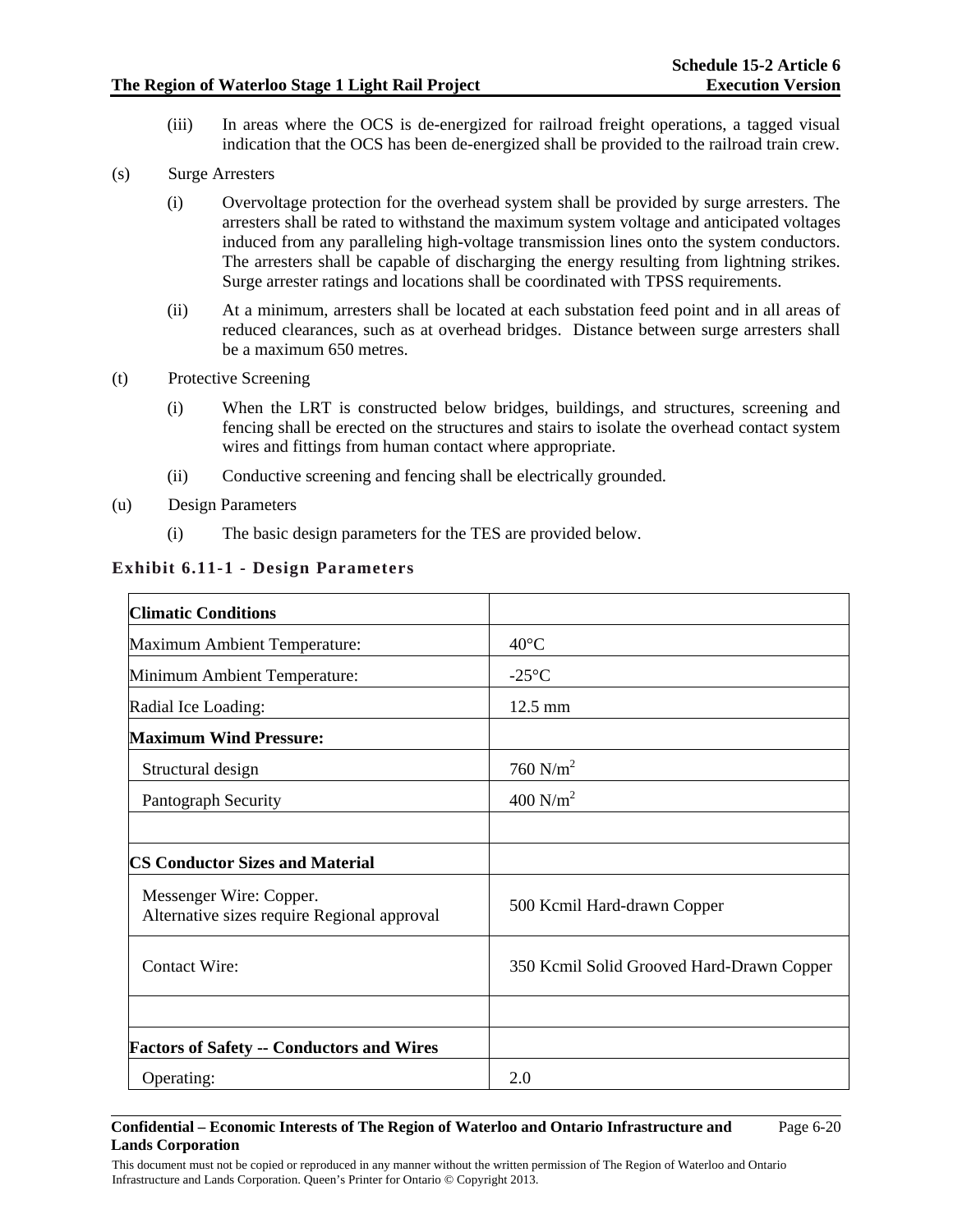(iii) In areas where the OCS is de-energized for railroad freight operations, a tagged visual indication that the OCS has been de-energized shall be provided to the railroad train crew.

(s) Surge Arresters

(i) Overvoltage protection for the overhead system shall be provided by surge arresters. The arresters shall be rated to withstand the maximum system voltage and anticipated voltages induced from any paralleling high-voltage transmission lines onto the system conductors. The arresters shall be capable of discharging the energy resulting from lightning strikes. Surge arrester ratings and locations shall be coordinated with TPSS requirements.

(ii) At a minimum, arresters shall be located at each substation feed point and in all areas of reduced clearances, such as at overhead bridges. Distance between surge arresters shall be a maximum 650 metres.

(t) Protective Screening

(i) When the LRT is constructed below bridges, buildings, and structures, screening and fencing shall be erected on the structures and stairs to isolate the overhead contact system wires and fittings from human contact where appropriate.

(ii) Conductive screening and fencing shall be electrically grounded.

(u) Design Parameters

(i) The basic design parameters for the TES are provided below.

**Exhibit 6.11-1 - Design Parameters**

| **Climatic Conditions** | |
|---|---|
| Maximum Ambient Temperature: | 40°C |
| Minimum Ambient Temperature: | -25°C |
| Radial Ice Loading: | 12.5 mm |
| **Maximum Wind Pressure:** | |
| Structural design | 760 N/m$^2$ |
| Pantograph Security | 400 N/m$^2$ |
| | |
| **CS Conductor Sizes and Material** | |
| Messenger Wire: Copper. Alternative sizes require Regional approval | 500 Kcmil Hard-drawn Copper |
| Contact Wire: | 350 Kcmil Solid Grooved Hard-Drawn Copper |
| | |
| **Factors of Safety -- Conductors and Wires** | |
| Operating: | 2.0 |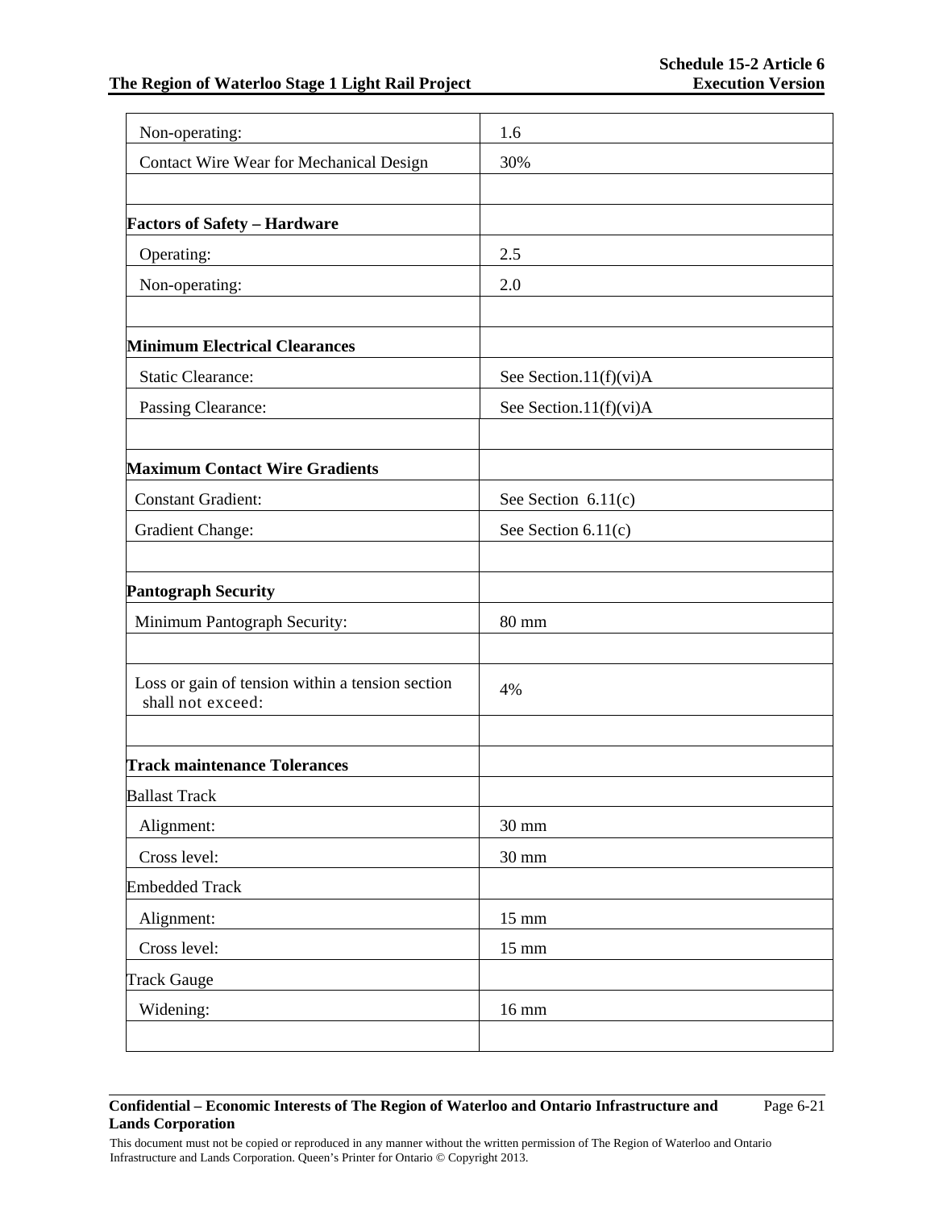| | |
|---|---|
| Non-operating: | 1.6 |
| Contact Wire Wear for Mechanical Design | 30% |
| | |
| **Factors of Safety – Hardware** | |
| Operating: | 2.5 |
| Non-operating: | 2.0 |
| | |
| **Minimum Electrical Clearances** | |
| Static Clearance: | See Section.11(f)(vi)A |
| Passing Clearance: | See Section.11(f)(vi)A |
| | |
| **Maximum Contact Wire Gradients** | |
| Constant Gradient: | See Section 6.11(c) |
| Gradient Change: | See Section 6.11(c) |
| | |
| **Pantograph Security** | |
| Minimum Pantograph Security: | 80 mm |
| | |
| Loss or gain of tension within a tension section shall not exceed: | 4% |
| | |
| **Track maintenance Tolerances** | |
| Ballast Track | |
| Alignment: | 30 mm |
| Cross level: | 30 mm |
| Embedded Track | |
| Alignment: | 15 mm |
| Cross level: | 15 mm |
| Track Gauge | |
| Widening: | 16 mm |
| | |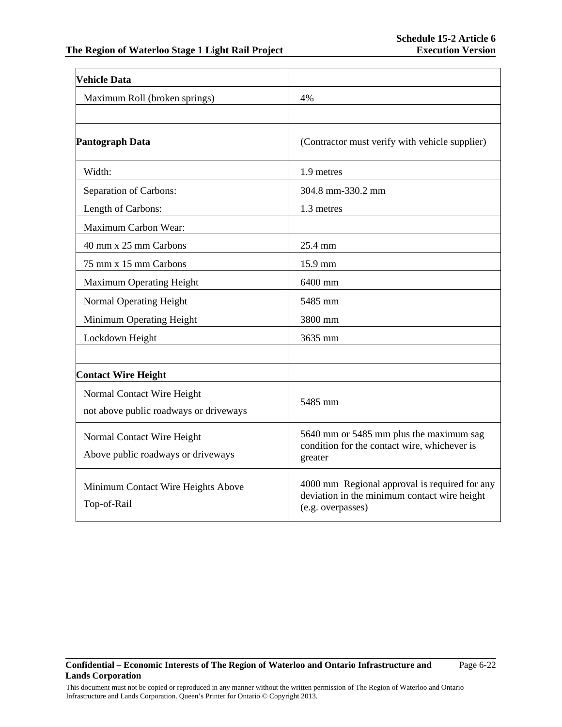| | |
|---|---|
| **Vehicle Data** | |
| Maximum Roll (broken springs) | 4% |
| | |
| **Pantograph Data** | (Contractor must verify with vehicle supplier) |
| Width: | 1.9 metres |
| Separation of Carbons: | 304.8 mm-330.2 mm |
| Length of Carbons: | 1.3 metres |
| Maximum Carbon Wear: | |
| 40 mm x 25 mm Carbons | 25.4 mm |
| 75 mm x 15 mm Carbons | 15.9 mm |
| Maximum Operating Height | 6400 mm |
| Normal Operating Height | 5485 mm |
| Minimum Operating Height | 3800 mm |
| Lockdown Height | 3635 mm |
| | |
| **Contact Wire Height** | |
| Normal Contact Wire Height not above public roadways or driveways | 5485 mm |
| Normal Contact Wire Height Above public roadways or driveways | 5640 mm or 5485 mm plus the maximum sag condition for the contact wire, whichever is greater |
| Minimum Contact Wire Heights Above Top-of-Rail | 4000 mm Regional approval is required for any deviation in the minimum contact wire height (e.g. overpasses) |